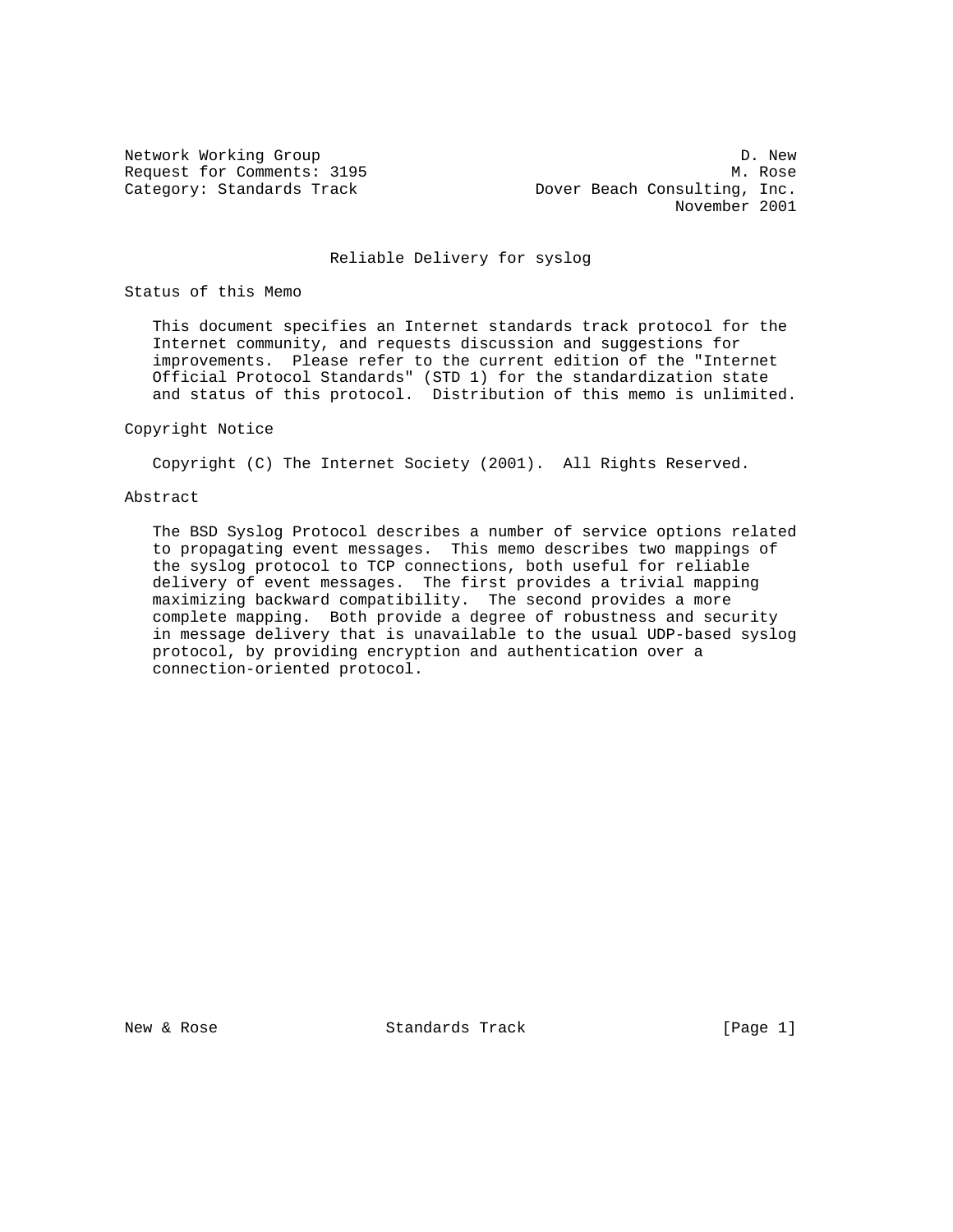Network Working Group D. New
Request for Comments: 3195 M. Rose
Category: Standards Track Dover Beach Consulting, Inc.
November 2001

# Reliable Delivery for syslog

## Status of this Memo

This document specifies an Internet standards track protocol for the Internet community, and requests discussion and suggestions for improvements. Please refer to the current edition of the "Internet Official Protocol Standards" (STD 1) for the standardization state and status of this protocol. Distribution of this memo is unlimited.

## Copyright Notice

Copyright (C) The Internet Society (2001). All Rights Reserved.

## Abstract

The BSD Syslog Protocol describes a number of service options related to propagating event messages. This memo describes two mappings of the syslog protocol to TCP connections, both useful for reliable delivery of event messages. The first provides a trivial mapping maximizing backward compatibility. The second provides a more complete mapping. Both provide a degree of robustness and security in message delivery that is unavailable to the usual UDP-based syslog protocol, by providing encryption and authentication over a connection-oriented protocol.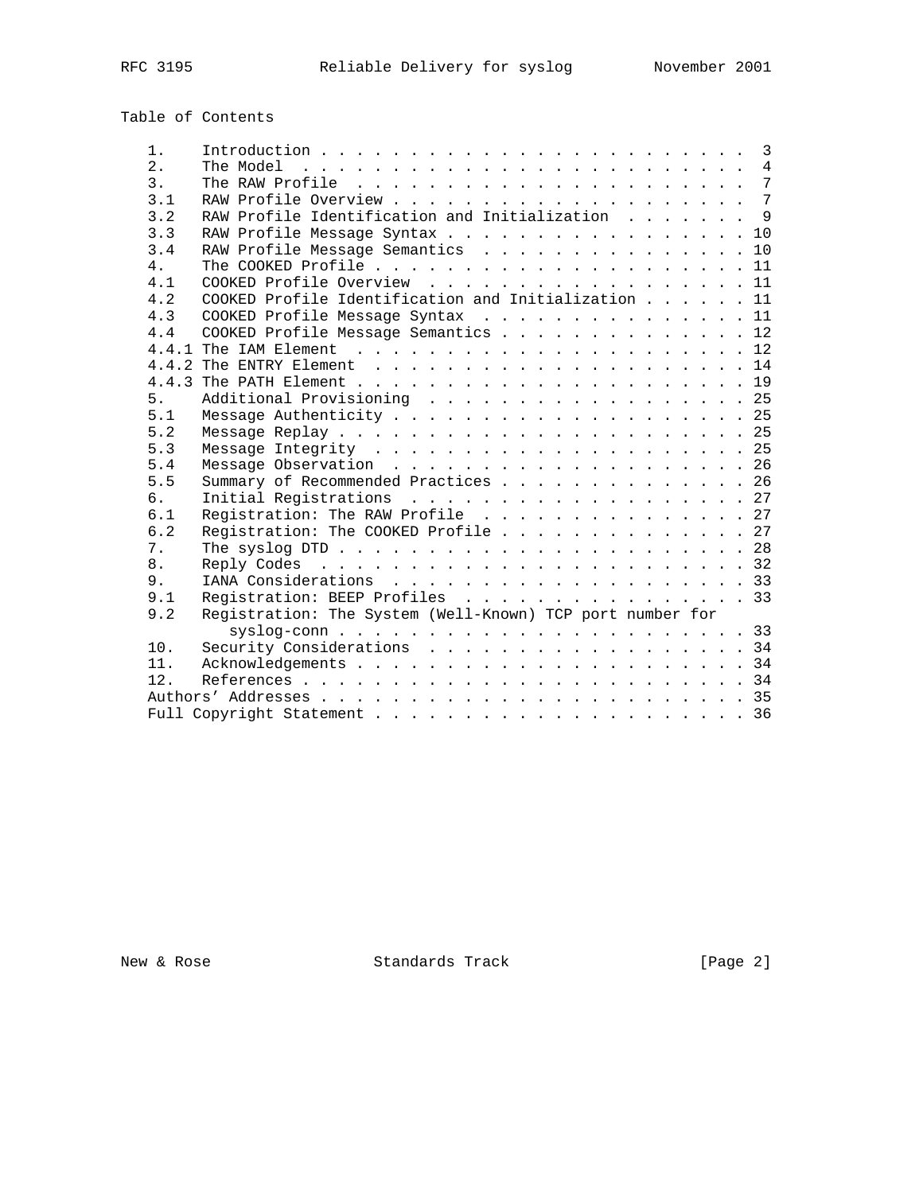Table of Contents

```
   1.    Introduction . . . . . . . . . . . . . . . . . . . . . . . .  3
   2.    The Model  . . . . . . . . . . . . . . . . . . . . . . . . .  4
   3.    The RAW Profile  . . . . . . . . . . . . . . . . . . . . . .  7
   3.1   RAW Profile Overview . . . . . . . . . . . . . . . . . . . .  7
   3.2   RAW Profile Identification and Initialization  . . . . . . .  9
   3.3   RAW Profile Message Syntax . . . . . . . . . . . . . . . . . 10
   3.4   RAW Profile Message Semantics  . . . . . . . . . . . . . . . 10
   4.    The COOKED Profile . . . . . . . . . . . . . . . . . . . . . 11
   4.1   COOKED Profile Overview  . . . . . . . . . . . . . . . . . . 11
   4.2   COOKED Profile Identification and Initialization . . . . . . 11
   4.3   COOKED Profile Message Syntax  . . . . . . . . . . . . . . . 11
   4.4   COOKED Profile Message Semantics . . . . . . . . . . . . . . 12
   4.4.1 The IAM Element  . . . . . . . . . . . . . . . . . . . . . . 12
   4.4.2 The ENTRY Element  . . . . . . . . . . . . . . . . . . . . . 14
   4.4.3 The PATH Element . . . . . . . . . . . . . . . . . . . . . . 19
   5.    Additional Provisioning  . . . . . . . . . . . . . . . . . . 25
   5.1   Message Authenticity . . . . . . . . . . . . . . . . . . . . 25
   5.2   Message Replay . . . . . . . . . . . . . . . . . . . . . . . 25
   5.3   Message Integrity  . . . . . . . . . . . . . . . . . . . . . 25
   5.4   Message Observation  . . . . . . . . . . . . . . . . . . . . 26
   5.5   Summary of Recommended Practices . . . . . . . . . . . . . . 26
   6.    Initial Registrations  . . . . . . . . . . . . . . . . . . . 27
   6.1   Registration: The RAW Profile  . . . . . . . . . . . . . . . 27
   6.2   Registration: The COOKED Profile . . . . . . . . . . . . . . 27
   7.    The syslog DTD . . . . . . . . . . . . . . . . . . . . . . . 28
   8.    Reply Codes  . . . . . . . . . . . . . . . . . . . . . . . . 32
   9.    IANA Considerations  . . . . . . . . . . . . . . . . . . . . 33
   9.1   Registration: BEEP Profiles  . . . . . . . . . . . . . . . . 33
   9.2   Registration: The System (Well-Known) TCP port number for
            syslog-conn . . . . . . . . . . . . . . . . . . . . . . . 33
   10.   Security Considerations  . . . . . . . . . . . . . . . . . . 34
   11.   Acknowledgements . . . . . . . . . . . . . . . . . . . . . . 34
   12.   References . . . . . . . . . . . . . . . . . . . . . . . . . 34
   Authors' Addresses . . . . . . . . . . . . . . . . . . . . . . . . 35
   Full Copyright Statement . . . . . . . . . . . . . . . . . . . . . 36
```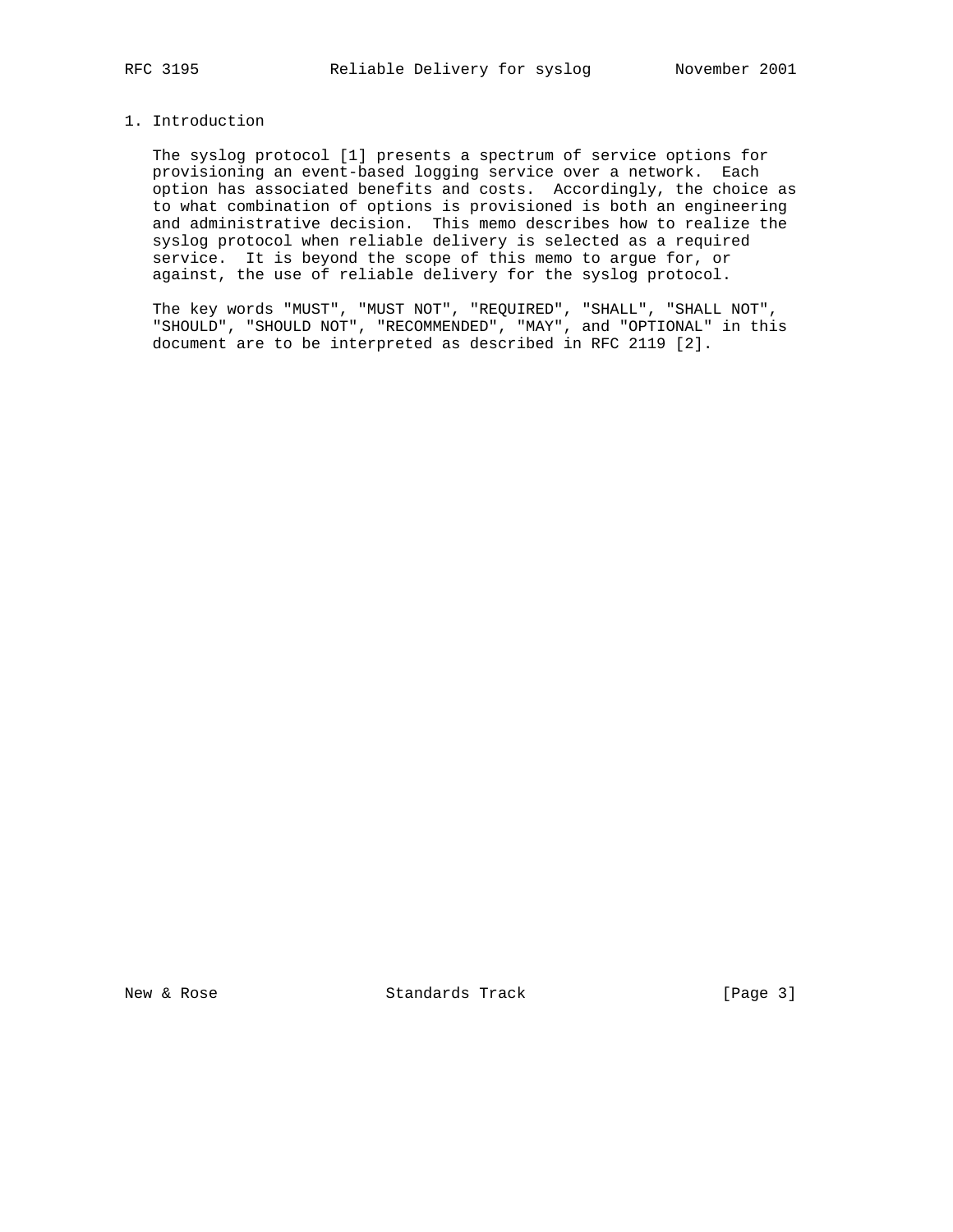# 1. Introduction

The syslog protocol [1] presents a spectrum of service options for provisioning an event-based logging service over a network. Each option has associated benefits and costs. Accordingly, the choice as to what combination of options is provisioned is both an engineering and administrative decision. This memo describes how to realize the syslog protocol when reliable delivery is selected as a required service. It is beyond the scope of this memo to argue for, or against, the use of reliable delivery for the syslog protocol.

The key words "MUST", "MUST NOT", "REQUIRED", "SHALL", "SHALL NOT", "SHOULD", "SHOULD NOT", "RECOMMENDED", "MAY", and "OPTIONAL" in this document are to be interpreted as described in RFC 2119 [2].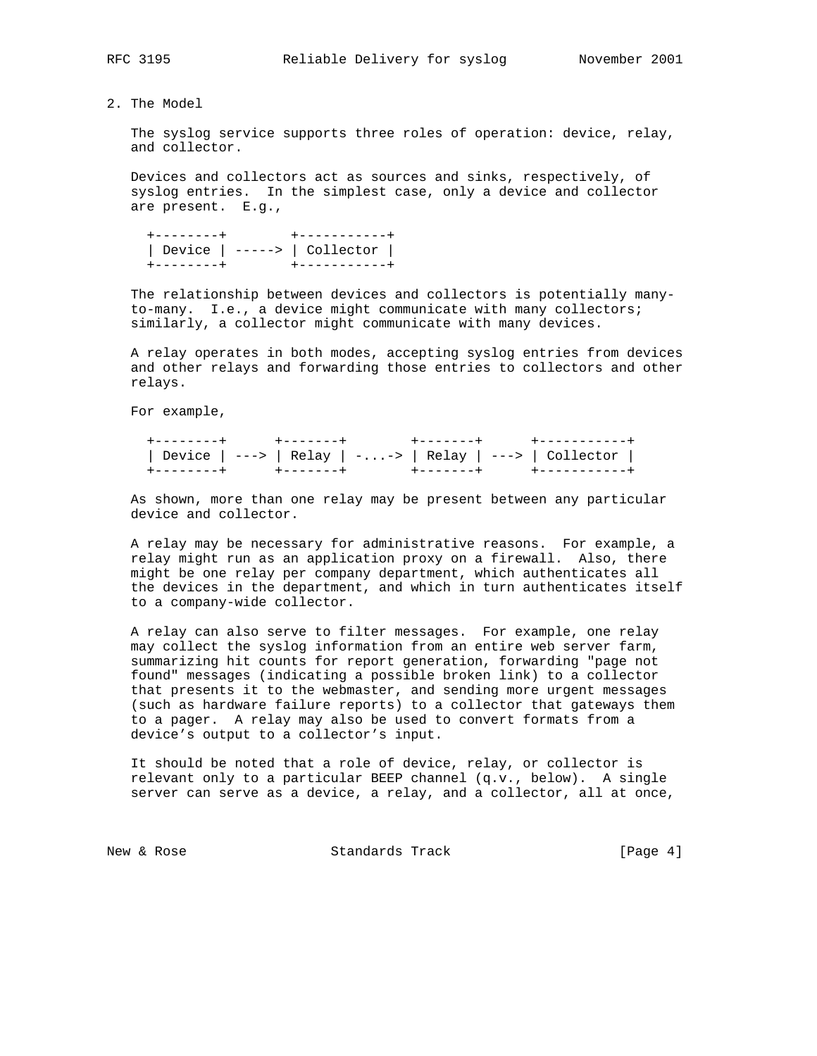## 2. The Model

The syslog service supports three roles of operation: device, relay, and collector.

Devices and collectors act as sources and sinks, respectively, of syslog entries. In the simplest case, only a device and collector are present. E.g.,

```
 +--------+        +-----------+
 | Device | -----> | Collector |
 +--------+        +-----------+
```

The relationship between devices and collectors is potentially many-to-many. I.e., a device might communicate with many collectors; similarly, a collector might communicate with many devices.

A relay operates in both modes, accepting syslog entries from devices and other relays and forwarding those entries to collectors and other relays.

For example,

```
 +--------+      +-------+        +-------+      +-----------+
 | Device | ---> | Relay | -....> | Relay | ---> | Collector |
 +--------+      +-------+        +-------+      +-----------+
```

As shown, more than one relay may be present between any particular device and collector.

A relay may be necessary for administrative reasons. For example, a relay might run as an application proxy on a firewall. Also, there might be one relay per company department, which authenticates all the devices in the department, and which in turn authenticates itself to a company-wide collector.

A relay can also serve to filter messages. For example, one relay may collect the syslog information from an entire web server farm, summarizing hit counts for report generation, forwarding "page not found" messages (indicating a possible broken link) to a collector that presents it to the webmaster, and sending more urgent messages (such as hardware failure reports) to a collector that gateways them to a pager. A relay may also be used to convert formats from a device's output to a collector's input.

It should be noted that a role of device, relay, or collector is relevant only to a particular BEEP channel (q.v., below). A single server can serve as a device, a relay, and a collector, all at once,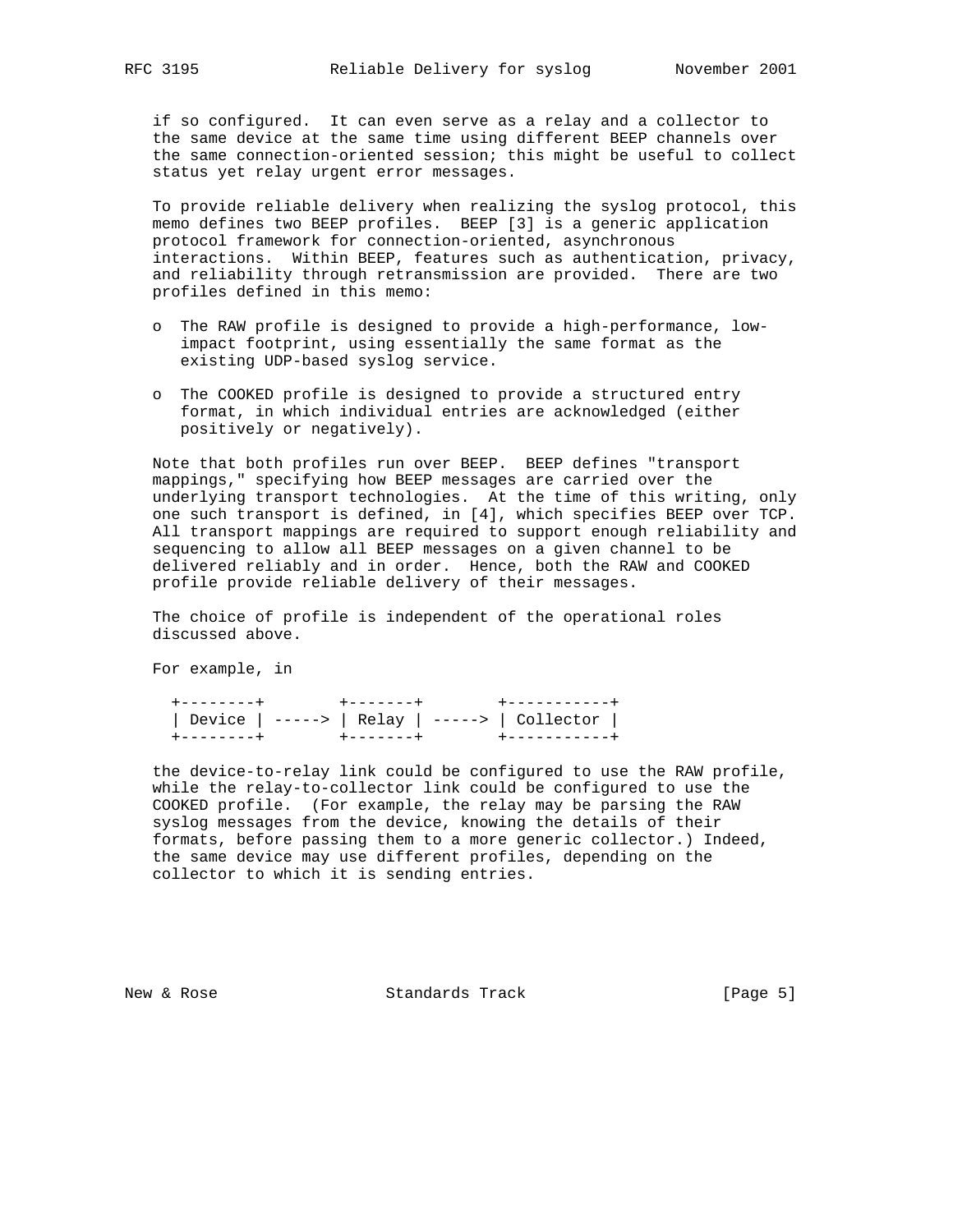if so configured. It can even serve as a relay and a collector to the same device at the same time using different BEEP channels over the same connection-oriented session; this might be useful to collect status yet relay urgent error messages.

To provide reliable delivery when realizing the syslog protocol, this memo defines two BEEP profiles. BEEP [3] is a generic application protocol framework for connection-oriented, asynchronous interactions. Within BEEP, features such as authentication, privacy, and reliability through retransmission are provided. There are two profiles defined in this memo:

- The RAW profile is designed to provide a high-performance, low-impact footprint, using essentially the same format as the existing UDP-based syslog service.
- The COOKED profile is designed to provide a structured entry format, in which individual entries are acknowledged (either positively or negatively).

Note that both profiles run over BEEP. BEEP defines "transport mappings," specifying how BEEP messages are carried over the underlying transport technologies. At the time of this writing, only one such transport is defined, in [4], which specifies BEEP over TCP. All transport mappings are required to support enough reliability and sequencing to allow all BEEP messages on a given channel to be delivered reliably and in order. Hence, both the RAW and COOKED profile provide reliable delivery of their messages.

The choice of profile is independent of the operational roles discussed above.

For example, in

```
+--------+        +-------+        +-----------+
| Device | -----> | Relay | -----> | Collector |
+--------+        +-------+        +-----------+
```

the device-to-relay link could be configured to use the RAW profile, while the relay-to-collector link could be configured to use the COOKED profile. (For example, the relay may be parsing the RAW syslog messages from the device, knowing the details of their formats, before passing them to a more generic collector.) Indeed, the same device may use different profiles, depending on the collector to which it is sending entries.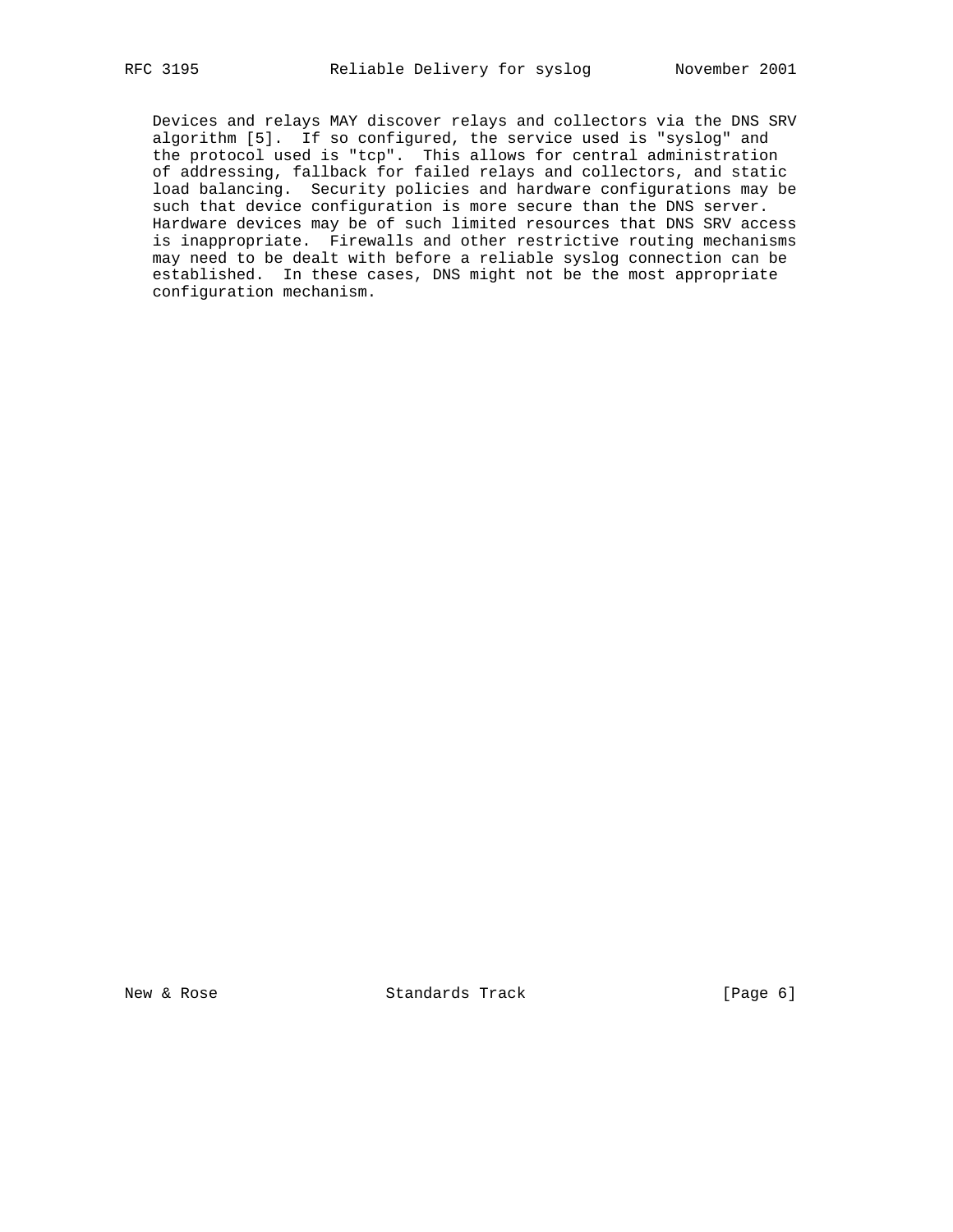Devices and relays MAY discover relays and collectors via the DNS SRV algorithm [5]. If so configured, the service used is "syslog" and the protocol used is "tcp". This allows for central administration of addressing, fallback for failed relays and collectors, and static load balancing. Security policies and hardware configurations may be such that device configuration is more secure than the DNS server. Hardware devices may be of such limited resources that DNS SRV access is inappropriate. Firewalls and other restrictive routing mechanisms may need to be dealt with before a reliable syslog connection can be established. In these cases, DNS might not be the most appropriate configuration mechanism.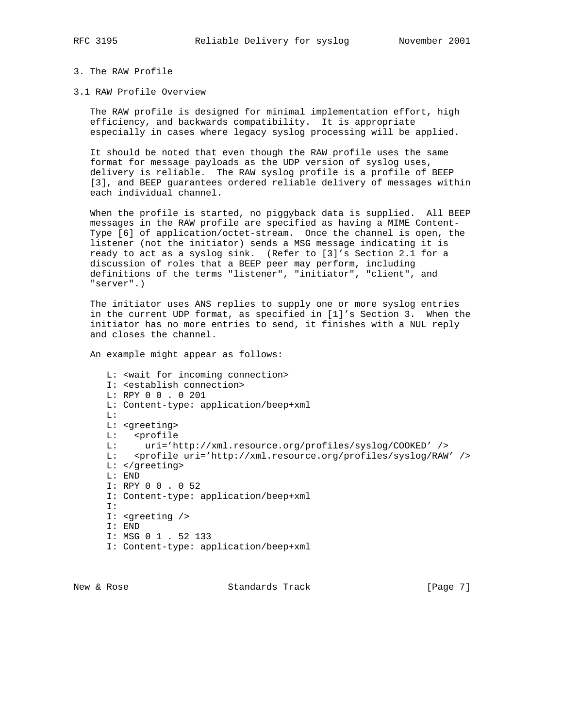# 3. The RAW Profile

## 3.1 RAW Profile Overview

The RAW profile is designed for minimal implementation effort, high efficiency, and backwards compatibility. It is appropriate especially in cases where legacy syslog processing will be applied.

It should be noted that even though the RAW profile uses the same format for message payloads as the UDP version of syslog uses, delivery is reliable. The RAW syslog profile is a profile of BEEP [3], and BEEP guarantees ordered reliable delivery of messages within each individual channel.

When the profile is started, no piggyback data is supplied. All BEEP messages in the RAW profile are specified as having a MIME Content-Type [6] of application/octet-stream. Once the channel is open, the listener (not the initiator) sends a MSG message indicating it is ready to act as a syslog sink. (Refer to [3]'s Section 2.1 for a discussion of roles that a BEEP peer may perform, including definitions of the terms "listener", "initiator", "client", and "server".)

The initiator uses ANS replies to supply one or more syslog entries in the current UDP format, as specified in [1]'s Section 3. When the initiator has no more entries to send, it finishes with a NUL reply and closes the channel.

An example might appear as follows:

```
L: <wait for incoming connection>
I: <establish connection>
L: RPY 0 0 . 0 201
L: Content-type: application/beep+xml
L:
L: <greeting>
L:   <profile
L:     uri='http://xml.resource.org/profiles/syslog/COOKED' />
L:   <profile uri='http://xml.resource.org/profiles/syslog/RAW' />
L: </greeting>
L: END
I: RPY 0 0 . 0 52
I: Content-type: application/beep+xml
I:
I: <greeting />
I: END
I: MSG 0 1 . 52 133
I: Content-type: application/beep+xml
```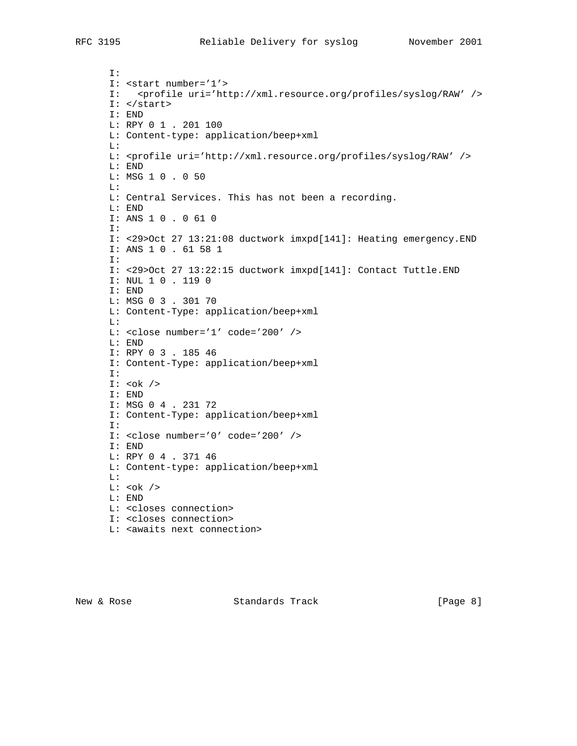```
I:
I: <start number='1'>
I:   <profile uri='http://xml.resource.org/profiles/syslog/RAW' />
I: </start>
I: END
L: RPY 0 1 . 201 100
L: Content-type: application/beep+xml
L:
L: <profile uri='http://xml.resource.org/profiles/syslog/RAW' />
L: END
L: MSG 1 0 . 0 50
L:
L: Central Services. This has not been a recording.
L: END
I: ANS 1 0 . 0 61 0
I:
I: <29>Oct 27 13:21:08 ductwork imxpd[141]: Heating emergency.END
I: ANS 1 0 . 61 58 1
I:
I: <29>Oct 27 13:22:15 ductwork imxpd[141]: Contact Tuttle.END
I: NUL 1 0 . 119 0
I: END
L: MSG 0 3 . 301 70
L: Content-Type: application/beep+xml
L:
L: <close number='1' code='200' />
L: END
I: RPY 0 3 . 185 46
I: Content-Type: application/beep+xml
I:
I: <ok />
I: END
I: MSG 0 4 . 231 72
I: Content-Type: application/beep+xml
I:
I: <close number='0' code='200' />
I: END
L: RPY 0 4 . 371 46
L: Content-type: application/beep+xml
L:
L: <ok />
L: END
L: <closes connection>
I: <closes connection>
L: <awaits next connection>
```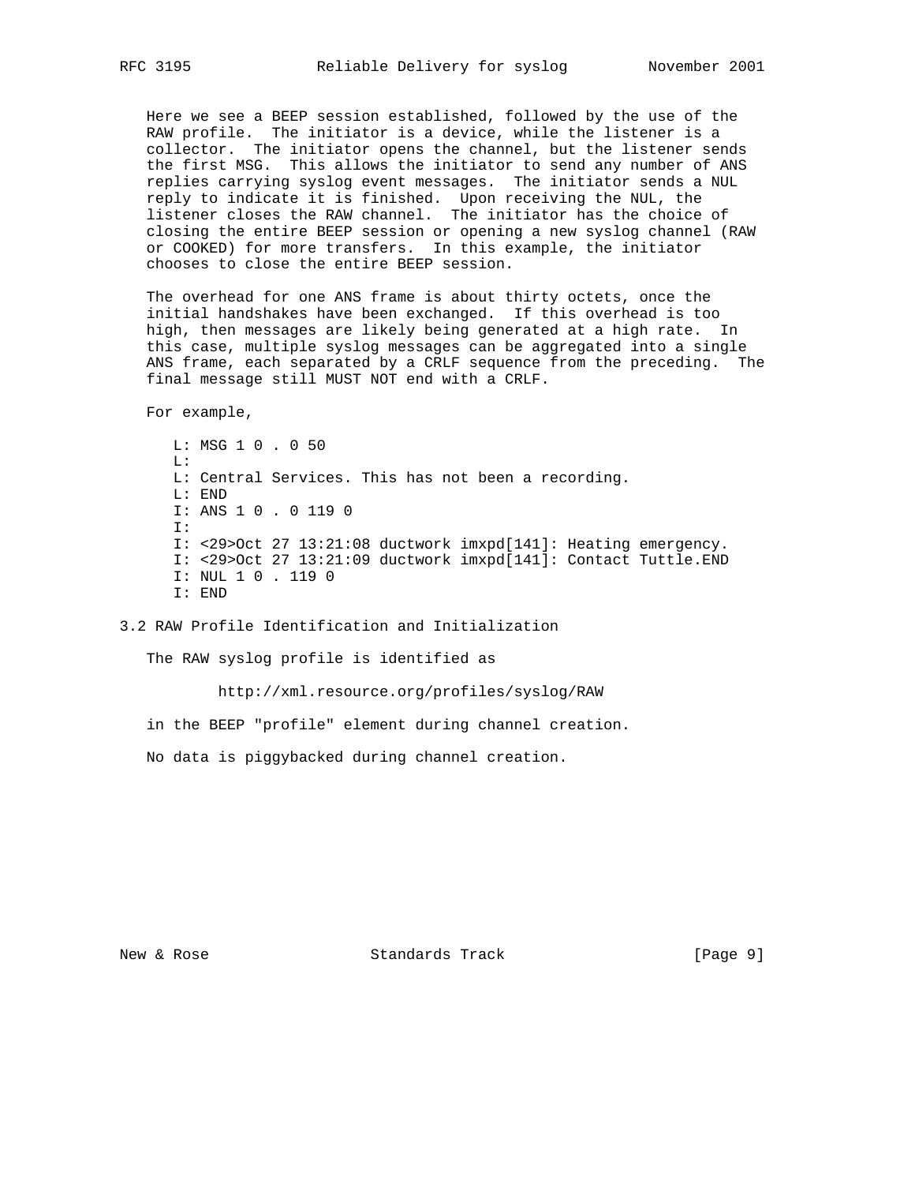Here we see a BEEP session established, followed by the use of the RAW profile. The initiator is a device, while the listener is a collector. The initiator opens the channel, but the listener sends the first MSG. This allows the initiator to send any number of ANS replies carrying syslog event messages. The initiator sends a NUL reply to indicate it is finished. Upon receiving the NUL, the listener closes the RAW channel. The initiator has the choice of closing the entire BEEP session or opening a new syslog channel (RAW or COOKED) for more transfers. In this example, the initiator chooses to close the entire BEEP session.

The overhead for one ANS frame is about thirty octets, once the initial handshakes have been exchanged. If this overhead is too high, then messages are likely being generated at a high rate. In this case, multiple syslog messages can be aggregated into a single ANS frame, each separated by a CRLF sequence from the preceding. The final message still MUST NOT end with a CRLF.

For example,

```
L: MSG 1 0 . 0 50
L:
L: Central Services. This has not been a recording.
L: END
I: ANS 1 0 . 0 119 0
I:
I: <29>Oct 27 13:21:08 ductwork imxpd[141]: Heating emergency.
I: <29>Oct 27 13:21:09 ductwork imxpd[141]: Contact Tuttle.END
I: NUL 1 0 . 119 0
I: END
```

## 3.2 RAW Profile Identification and Initialization

The RAW syslog profile is identified as

```
http://xml.resource.org/profiles/syslog/RAW
```

in the BEEP "profile" element during channel creation.

No data is piggybacked during channel creation.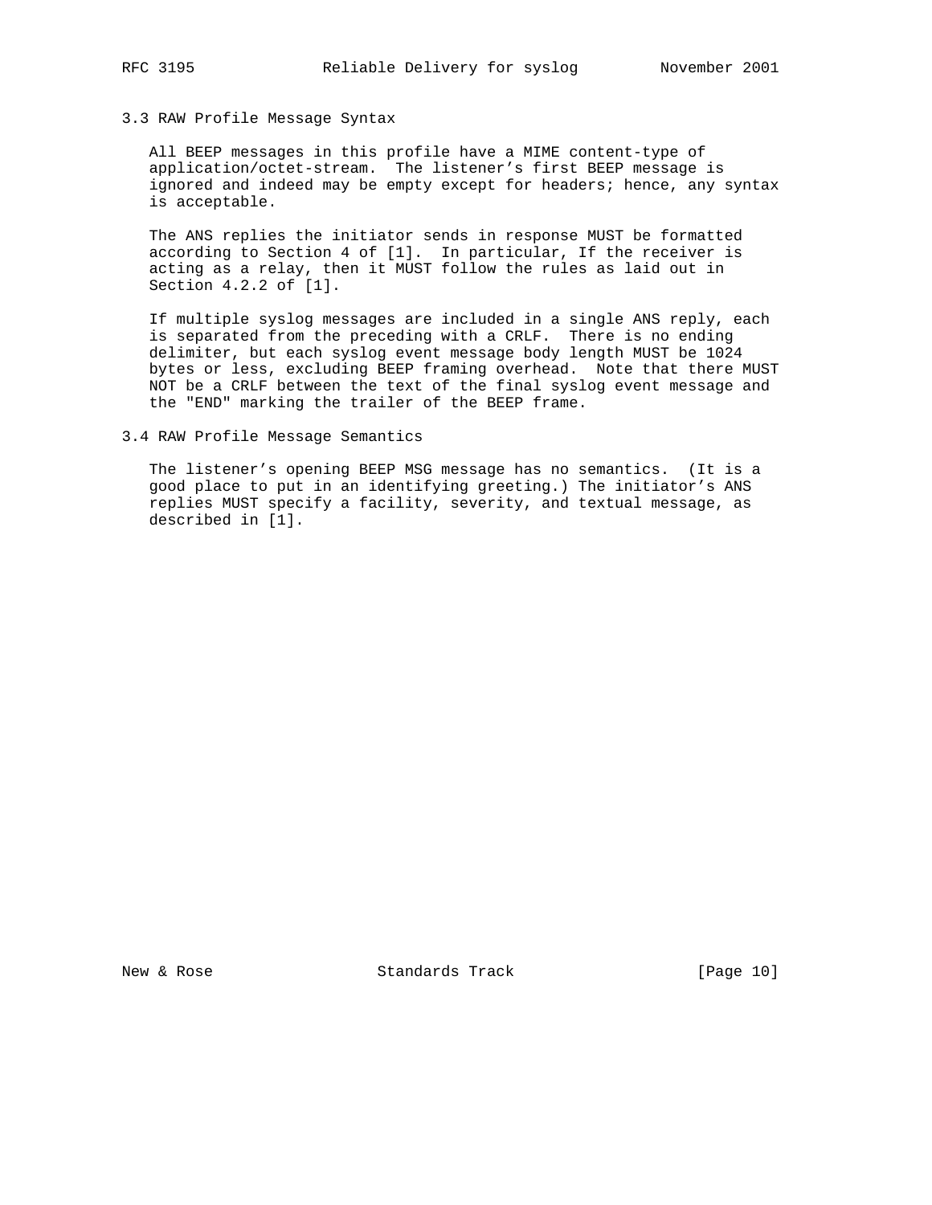### 3.3 RAW Profile Message Syntax

All BEEP messages in this profile have a MIME content-type of application/octet-stream. The listener’s first BEEP message is ignored and indeed may be empty except for headers; hence, any syntax is acceptable.

The ANS replies the initiator sends in response MUST be formatted according to Section 4 of [1]. In particular, If the receiver is acting as a relay, then it MUST follow the rules as laid out in Section 4.2.2 of [1].

If multiple syslog messages are included in a single ANS reply, each is separated from the preceding with a CRLF. There is no ending delimiter, but each syslog event message body length MUST be 1024 bytes or less, excluding BEEP framing overhead. Note that there MUST NOT be a CRLF between the text of the final syslog event message and the "END" marking the trailer of the BEEP frame.

### 3.4 RAW Profile Message Semantics

The listener’s opening BEEP MSG message has no semantics. (It is a good place to put in an identifying greeting.) The initiator’s ANS replies MUST specify a facility, severity, and textual message, as described in [1].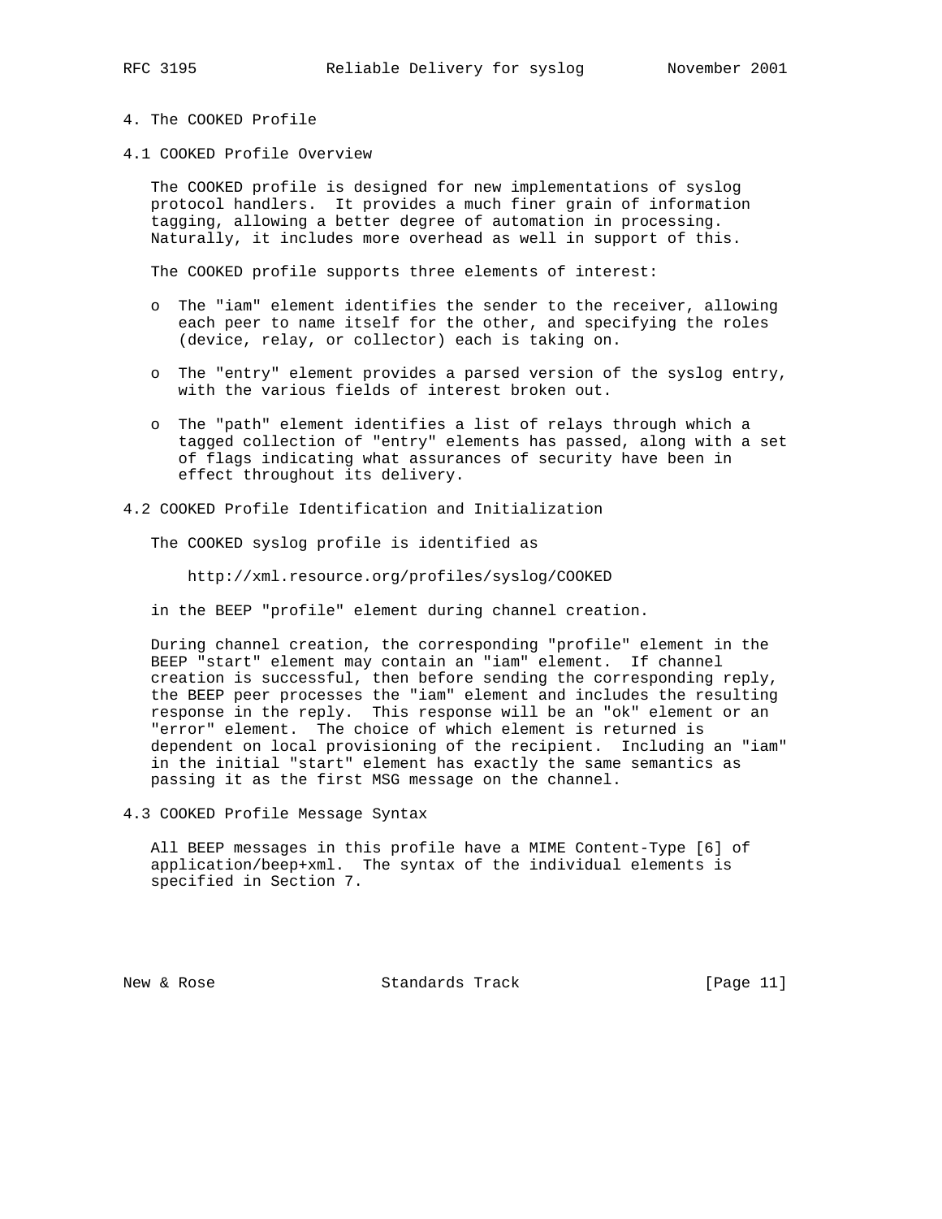## 4. The COOKED Profile

### 4.1 COOKED Profile Overview

The COOKED profile is designed for new implementations of syslog protocol handlers. It provides a much finer grain of information tagging, allowing a better degree of automation in processing. Naturally, it includes more overhead as well in support of this.

The COOKED profile supports three elements of interest:

- The "iam" element identifies the sender to the receiver, allowing each peer to name itself for the other, and specifying the roles (device, relay, or collector) each is taking on.
- The "entry" element provides a parsed version of the syslog entry, with the various fields of interest broken out.
- The "path" element identifies a list of relays through which a tagged collection of "entry" elements has passed, along with a set of flags indicating what assurances of security have been in effect throughout its delivery.

### 4.2 COOKED Profile Identification and Initialization

The COOKED syslog profile is identified as

```
http://xml.resource.org/profiles/syslog/COOKED
```

in the BEEP "profile" element during channel creation.

During channel creation, the corresponding "profile" element in the BEEP "start" element may contain an "iam" element. If channel creation is successful, then before sending the corresponding reply, the BEEP peer processes the "iam" element and includes the resulting response in the reply. This response will be an "ok" element or an "error" element. The choice of which element is returned is dependent on local provisioning of the recipient. Including an "iam" in the initial "start" element has exactly the same semantics as passing it as the first MSG message on the channel.

### 4.3 COOKED Profile Message Syntax

All BEEP messages in this profile have a MIME Content-Type [6] of application/beep+xml. The syntax of the individual elements is specified in Section 7.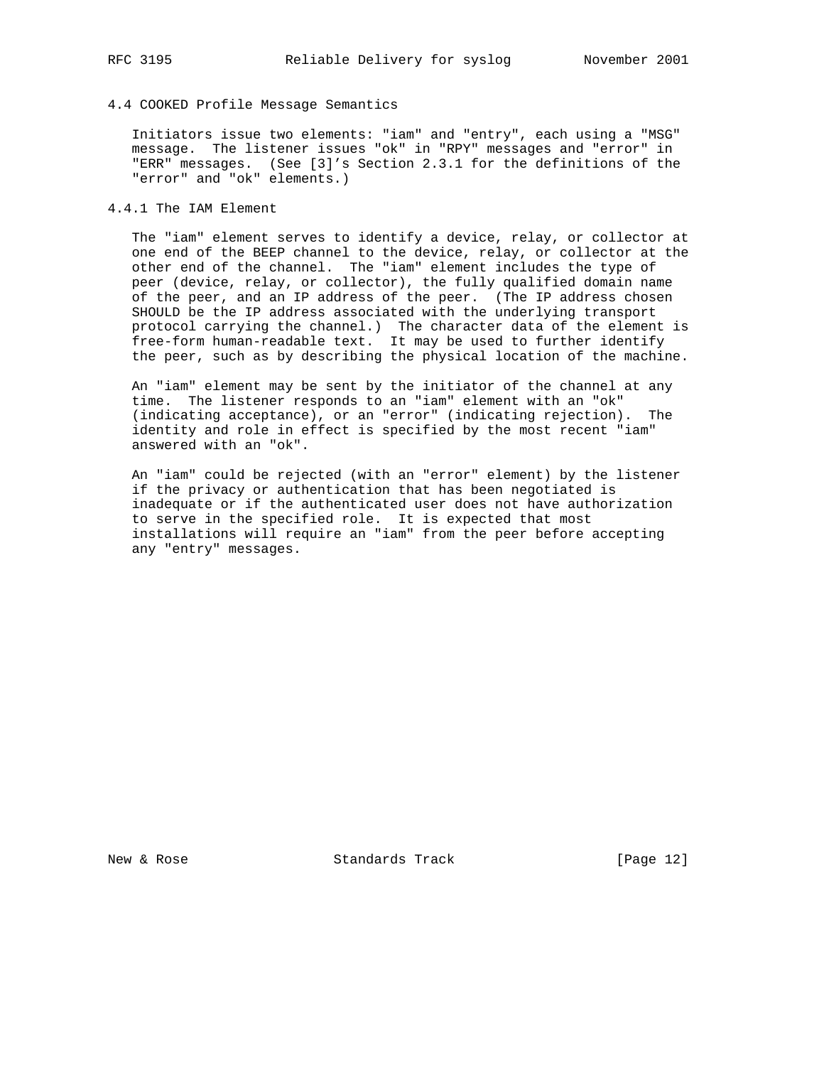### 4.4 COOKED Profile Message Semantics

Initiators issue two elements: "iam" and "entry", each using a "MSG" message. The listener issues "ok" in "RPY" messages and "error" in "ERR" messages. (See [3]'s Section 2.3.1 for the definitions of the "error" and "ok" elements.)

#### 4.4.1 The IAM Element

The "iam" element serves to identify a device, relay, or collector at one end of the BEEP channel to the device, relay, or collector at the other end of the channel. The "iam" element includes the type of peer (device, relay, or collector), the fully qualified domain name of the peer, and an IP address of the peer. (The IP address chosen SHOULD be the IP address associated with the underlying transport protocol carrying the channel.) The character data of the element is free-form human-readable text. It may be used to further identify the peer, such as by describing the physical location of the machine.

An "iam" element may be sent by the initiator of the channel at any time. The listener responds to an "iam" element with an "ok" (indicating acceptance), or an "error" (indicating rejection). The identity and role in effect is specified by the most recent "iam" answered with an "ok".

An "iam" could be rejected (with an "error" element) by the listener if the privacy or authentication that has been negotiated is inadequate or if the authenticated user does not have authorization to serve in the specified role. It is expected that most installations will require an "iam" from the peer before accepting any "entry" messages.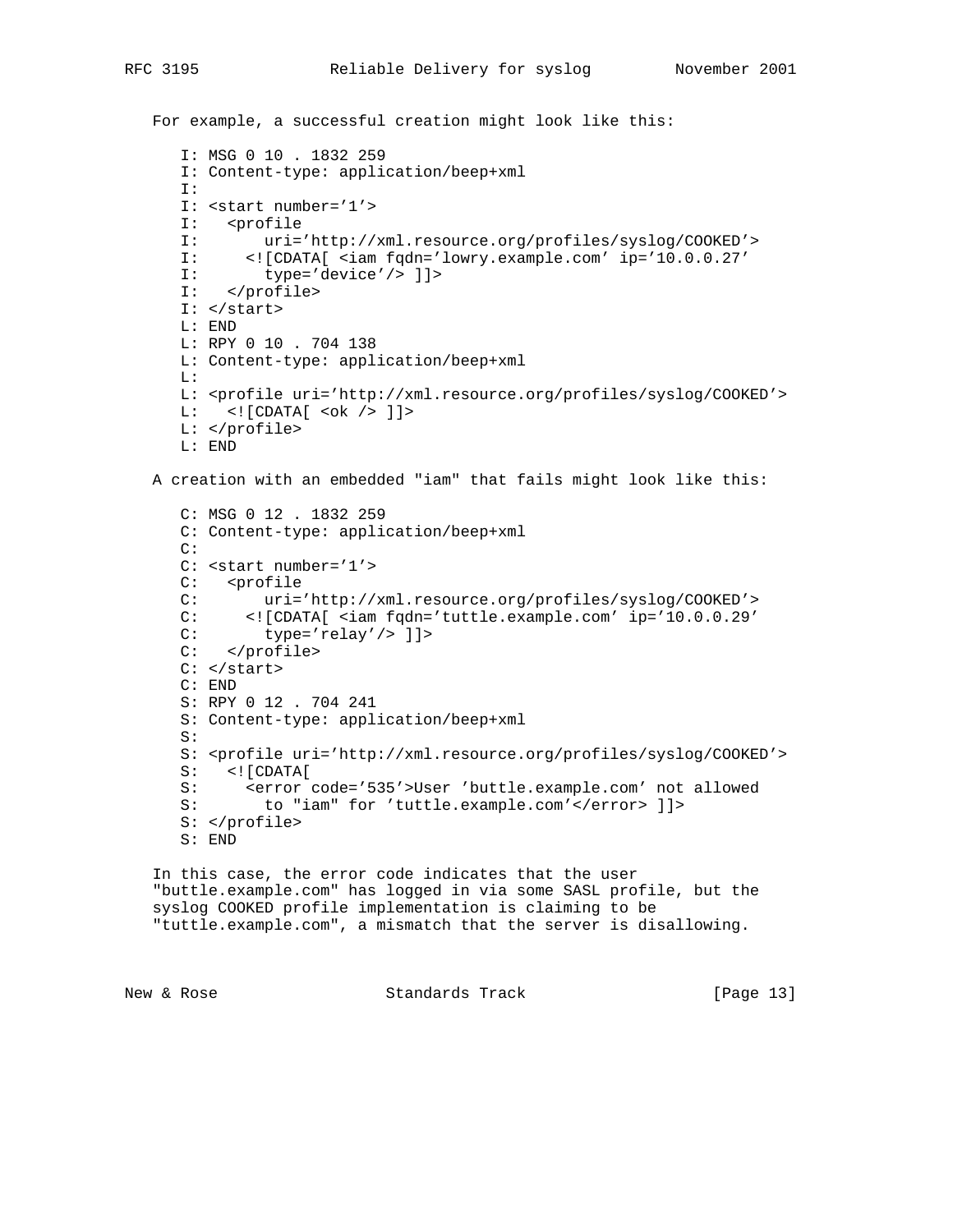For example, a successful creation might look like this:

```
I: MSG 0 10 . 1832 259
I: Content-type: application/beep+xml
I:
I: <start number='1'>
I:   <profile
I:       uri='http://xml.resource.org/profiles/syslog/COOKED'>
I:     <![CDATA[ <iam fqdn='lowry.example.com' ip='10.0.0.27'
I:       type='device'/> ]]>
I:   </profile>
I: </start>
L: END
L: RPY 0 10 . 704 138
L: Content-type: application/beep+xml
L:
L: <profile uri='http://xml.resource.org/profiles/syslog/COOKED'>
L:   <![CDATA[ <ok /> ]]>
L: </profile>
L: END
```

A creation with an embedded "iam" that fails might look like this:

```
C: MSG 0 12 . 1832 259
C: Content-type: application/beep+xml
C:
C: <start number='1'>
C:   <profile
C:       uri='http://xml.resource.org/profiles/syslog/COOKED'>
C:     <![CDATA[ <iam fqdn='tuttle.example.com' ip='10.0.0.29'
C:       type='relay'/> ]]>
C:   </profile>
C: </start>
C: END
S: RPY 0 12 . 704 241
S: Content-type: application/beep+xml
S:
S: <profile uri='http://xml.resource.org/profiles/syslog/COOKED'>
S:   <![CDATA[
S:     <error code='535'>User 'buttle.example.com' not allowed
S:       to "iam" for 'tuttle.example.com'</error> ]]>
S: </profile>
S: END
```

In this case, the error code indicates that the user "buttle.example.com" has logged in via some SASL profile, but the syslog COOKED profile implementation is claiming to be "tuttle.example.com", a mismatch that the server is disallowing.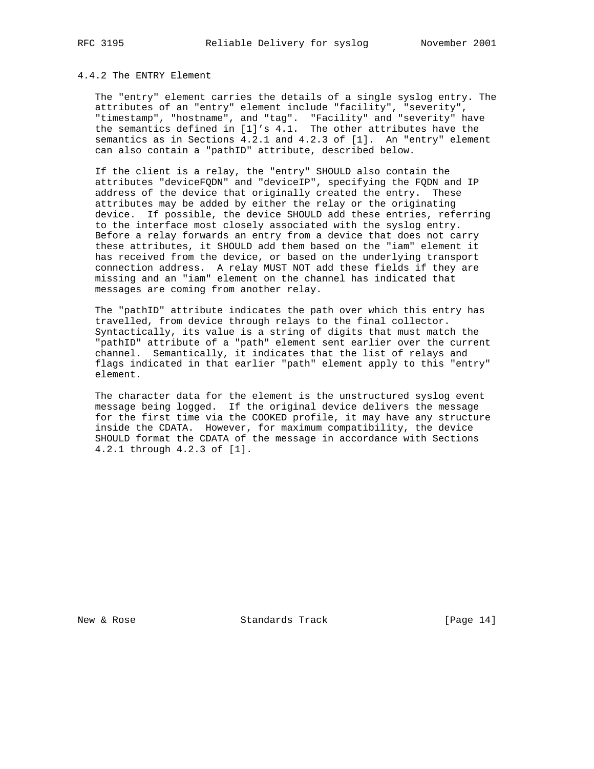#### 4.4.2 The ENTRY Element

The "entry" element carries the details of a single syslog entry. The attributes of an "entry" element include "facility", "severity", "timestamp", "hostname", and "tag". "Facility" and "severity" have the semantics defined in [1]’s 4.1. The other attributes have the semantics as in Sections 4.2.1 and 4.2.3 of [1]. An "entry" element can also contain a "pathID" attribute, described below.

If the client is a relay, the "entry" SHOULD also contain the attributes "deviceFQDN" and "deviceIP", specifying the FQDN and IP address of the device that originally created the entry. These attributes may be added by either the relay or the originating device. If possible, the device SHOULD add these entries, referring to the interface most closely associated with the syslog entry. Before a relay forwards an entry from a device that does not carry these attributes, it SHOULD add them based on the "iam" element it has received from the device, or based on the underlying transport connection address. A relay MUST NOT add these fields if they are missing and an "iam" element on the channel has indicated that messages are coming from another relay.

The "pathID" attribute indicates the path over which this entry has travelled, from device through relays to the final collector. Syntactically, its value is a string of digits that must match the "pathID" attribute of a "path" element sent earlier over the current channel. Semantically, it indicates that the list of relays and flags indicated in that earlier "path" element apply to this "entry" element.

The character data for the element is the unstructured syslog event message being logged. If the original device delivers the message for the first time via the COOKED profile, it may have any structure inside the CDATA. However, for maximum compatibility, the device SHOULD format the CDATA of the message in accordance with Sections 4.2.1 through 4.2.3 of [1].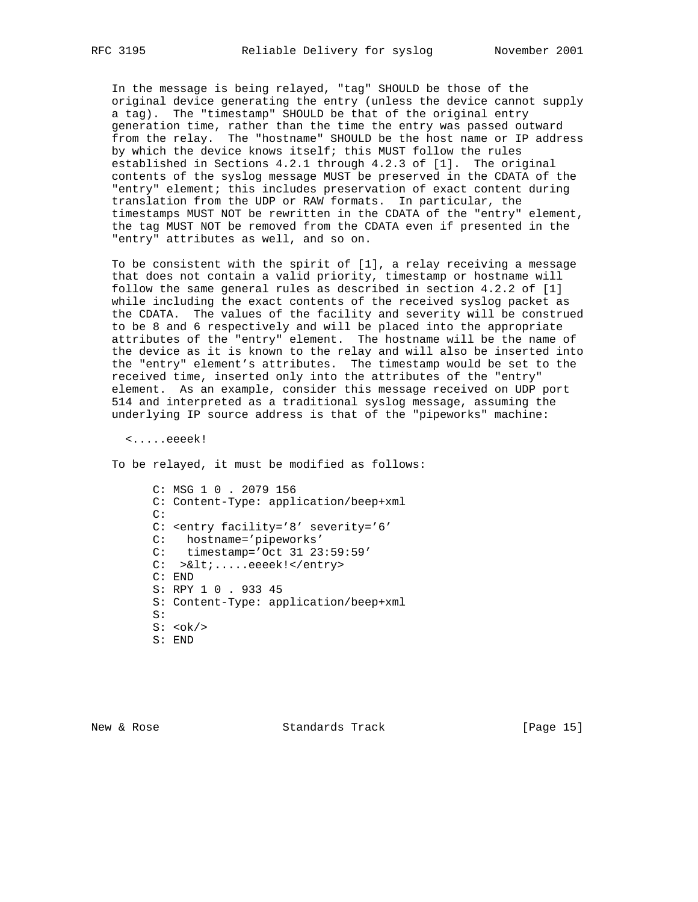In the message is being relayed, "tag" SHOULD be those of the original device generating the entry (unless the device cannot supply a tag). The "timestamp" SHOULD be that of the original entry generation time, rather than the time the entry was passed outward from the relay. The "hostname" SHOULD be the host name or IP address by which the device knows itself; this MUST follow the rules established in Sections 4.2.1 through 4.2.3 of [1]. The original contents of the syslog message MUST be preserved in the CDATA of the "entry" element; this includes preservation of exact content during translation from the UDP or RAW formats. In particular, the timestamps MUST NOT be rewritten in the CDATA of the "entry" element, the tag MUST NOT be removed from the CDATA even if presented in the "entry" attributes as well, and so on.

To be consistent with the spirit of [1], a relay receiving a message that does not contain a valid priority, timestamp or hostname will follow the same general rules as described in section 4.2.2 of [1] while including the exact contents of the received syslog packet as the CDATA. The values of the facility and severity will be construed to be 8 and 6 respectively and will be placed into the appropriate attributes of the "entry" element. The hostname will be the name of the device as it is known to the relay and will also be inserted into the "entry" element's attributes. The timestamp would be set to the received time, inserted only into the attributes of the "entry" element. As an example, consider this message received on UDP port 514 and interpreted as a traditional syslog message, assuming the underlying IP source address is that of the "pipeworks" machine:

```
<.....eeeek!
```

To be relayed, it must be modified as follows:

```
C: MSG 1 0 . 2079 156
C: Content-Type: application/beep+xml
C:
C: <entry facility='8' severity='6'
C:   hostname='pipeworks'
C:   timestamp='Oct 31 23:59:59'
C:  >&lt;.....eeeek!</entry>
C: END
S: RPY 1 0 . 933 45
S: Content-Type: application/beep+xml
S:
S: <ok/>
S: END
```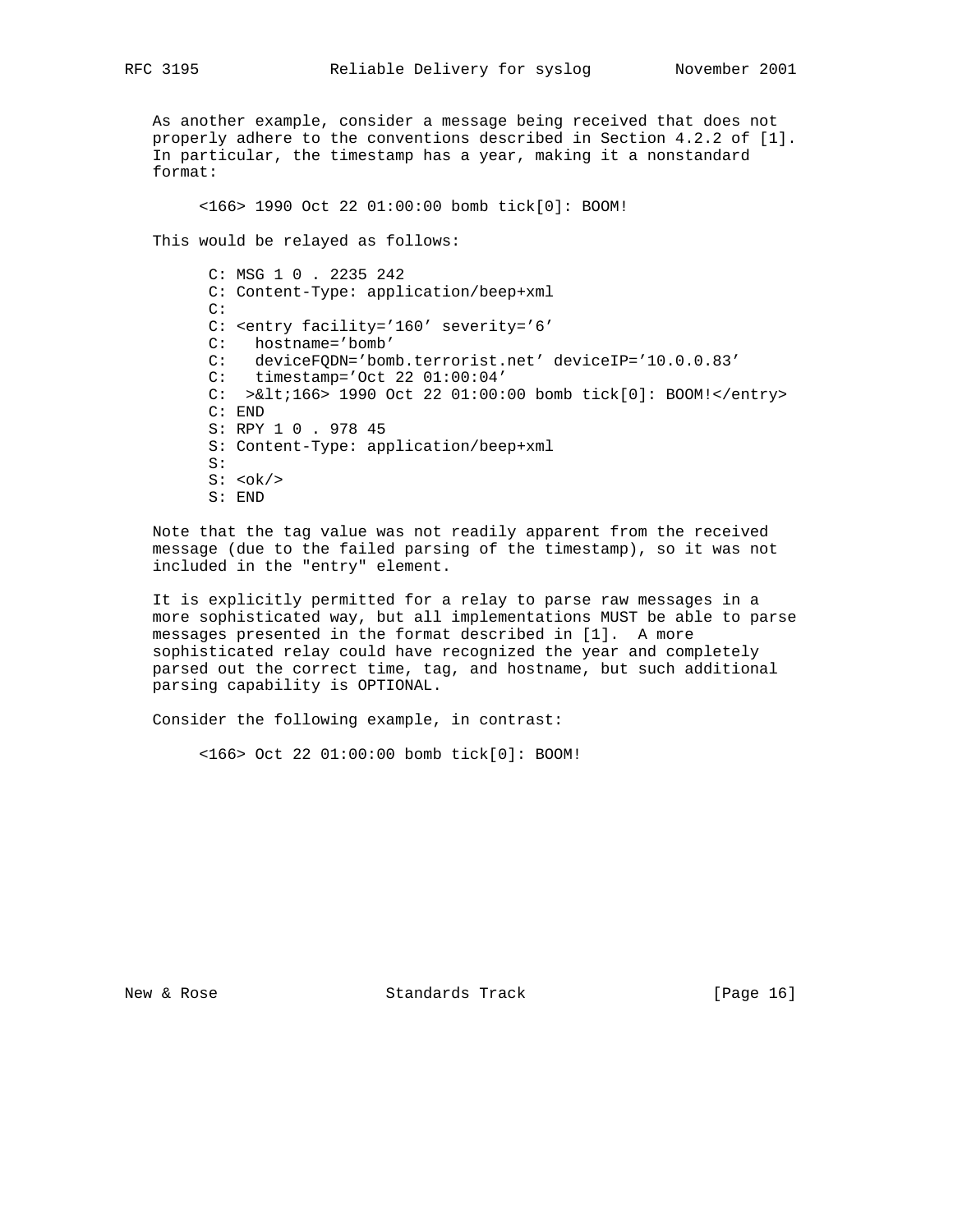As another example, consider a message being received that does not properly adhere to the conventions described in Section 4.2.2 of [1]. In particular, the timestamp has a year, making it a nonstandard format:

```
<166> 1990 Oct 22 01:00:00 bomb tick[0]: BOOM!
```

This would be relayed as follows:

```
C: MSG 1 0 . 2235 242
C: Content-Type: application/beep+xml
C:
C: <entry facility='160' severity='6'
C:   hostname='bomb'
C:   deviceFQDN='bomb.terrorist.net' deviceIP='10.0.0.83'
C:   timestamp='Oct 22 01:00:04'
C:  >&lt;166> 1990 Oct 22 01:00:00 bomb tick[0]: BOOM!</entry>
C: END
S: RPY 1 0 . 978 45
S: Content-Type: application/beep+xml
S:
S: <ok/>
S: END
```

Note that the tag value was not readily apparent from the received message (due to the failed parsing of the timestamp), so it was not included in the "entry" element.

It is explicitly permitted for a relay to parse raw messages in a more sophisticated way, but all implementations MUST be able to parse messages presented in the format described in [1]. A more sophisticated relay could have recognized the year and completely parsed out the correct time, tag, and hostname, but such additional parsing capability is OPTIONAL.

Consider the following example, in contrast:

```
<166> Oct 22 01:00:00 bomb tick[0]: BOOM!
```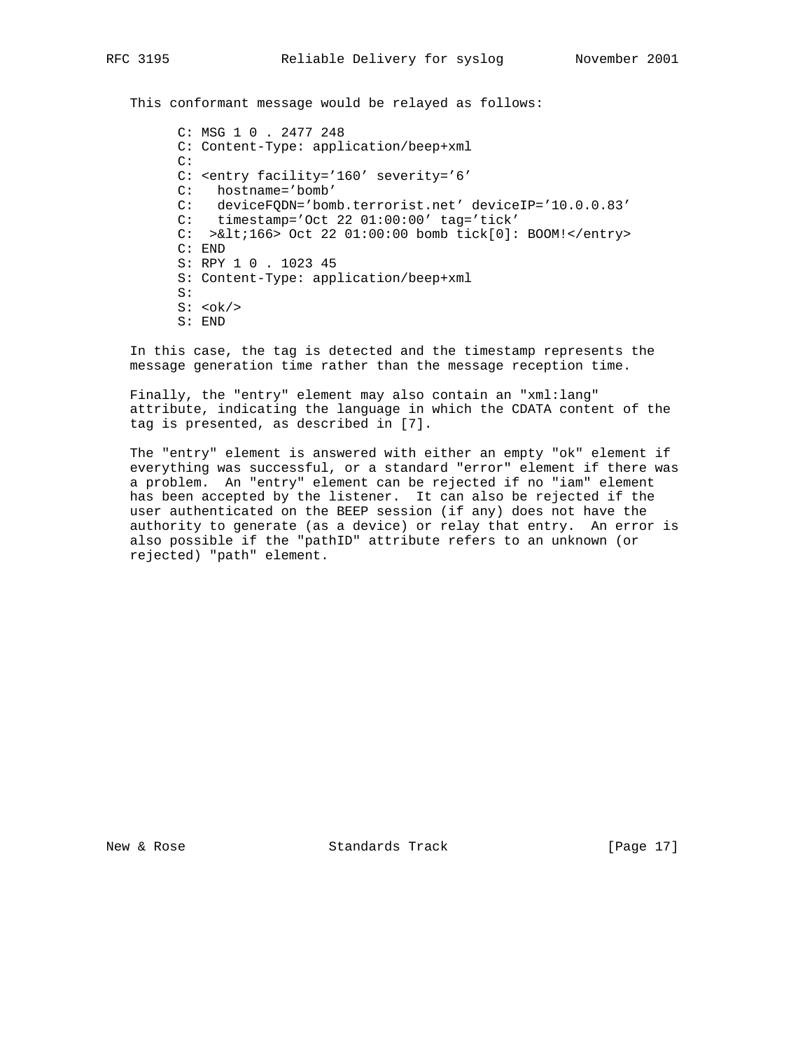This conformant message would be relayed as follows:

```
C: MSG 1 0 . 2477 248
C: Content-Type: application/beep+xml
C:
C: <entry facility='160' severity='6'
C:   hostname='bomb'
C:   deviceFQDN='bomb.terrorist.net' deviceIP='10.0.0.83'
C:   timestamp='Oct 22 01:00:00' tag='tick'
C:  >&lt;166> Oct 22 01:00:00 bomb tick[0]: BOOM!</entry>
C: END
S: RPY 1 0 . 1023 45
S: Content-Type: application/beep+xml
S:
S: <ok/>
S: END
```

In this case, the tag is detected and the timestamp represents the message generation time rather than the message reception time.

Finally, the "entry" element may also contain an "xml:lang" attribute, indicating the language in which the CDATA content of the tag is presented, as described in [7].

The "entry" element is answered with either an empty "ok" element if everything was successful, or a standard "error" element if there was a problem. An "entry" element can be rejected if no "iam" element has been accepted by the listener. It can also be rejected if the user authenticated on the BEEP session (if any) does not have the authority to generate (as a device) or relay that entry. An error is also possible if the "pathID" attribute refers to an unknown (or rejected) "path" element.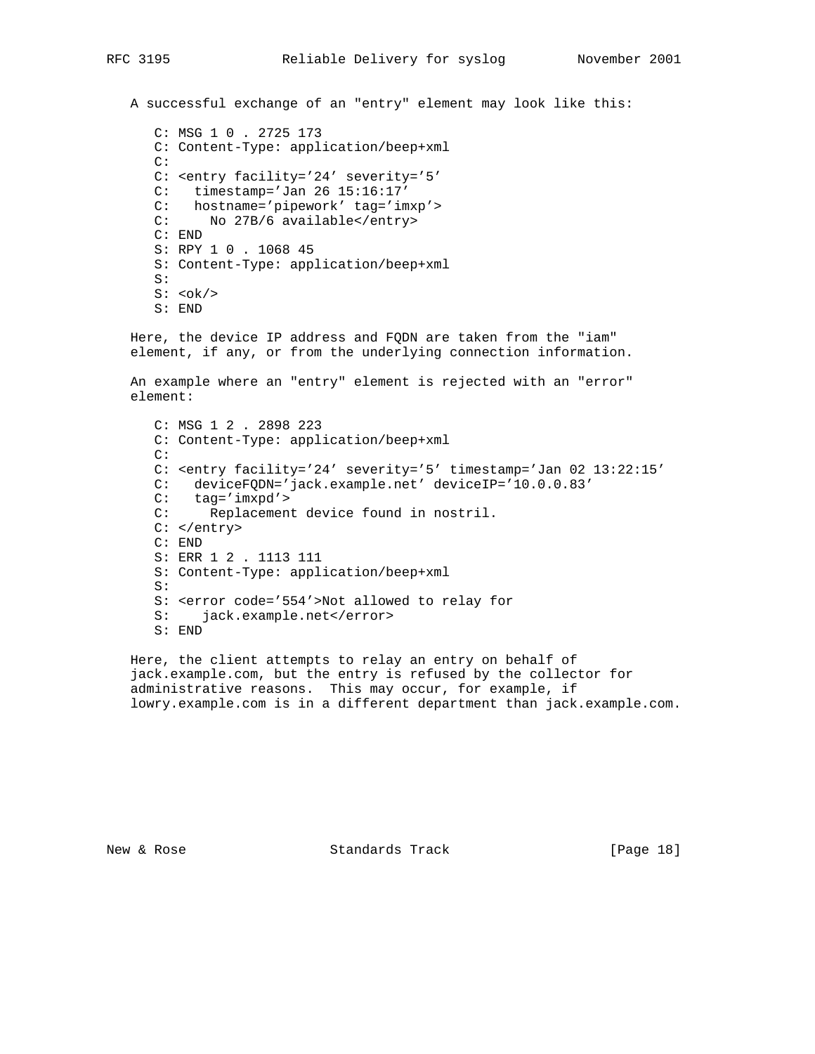A successful exchange of an "entry" element may look like this:

```
C: MSG 1 0 . 2725 173
C: Content-Type: application/beep+xml
C:
C: <entry facility='24' severity='5'
C:   timestamp='Jan 26 15:16:17'
C:   hostname='pipework' tag='imxp'>
C:     No 27B/6 available</entry>
C: END
S: RPY 1 0 . 1068 45
S: Content-Type: application/beep+xml
S:
S: <ok/>
S: END
```

Here, the device IP address and FQDN are taken from the "iam" element, if any, or from the underlying connection information.

An example where an "entry" element is rejected with an "error" element:

```
C: MSG 1 2 . 2898 223
C: Content-Type: application/beep+xml
C:
C: <entry facility='24' severity='5' timestamp='Jan 02 13:22:15'
C:   deviceFQDN='jack.example.net' deviceIP='10.0.0.83'
C:   tag='imxpd'>
C:     Replacement device found in nostril.
C: </entry>
C: END
S: ERR 1 2 . 1113 111
S: Content-Type: application/beep+xml
S:
S: <error code='554'>Not allowed to relay for
S:    jack.example.net</error>
S: END
```

Here, the client attempts to relay an entry on behalf of jack.example.com, but the entry is refused by the collector for administrative reasons. This may occur, for example, if lowry.example.com is in a different department than jack.example.com.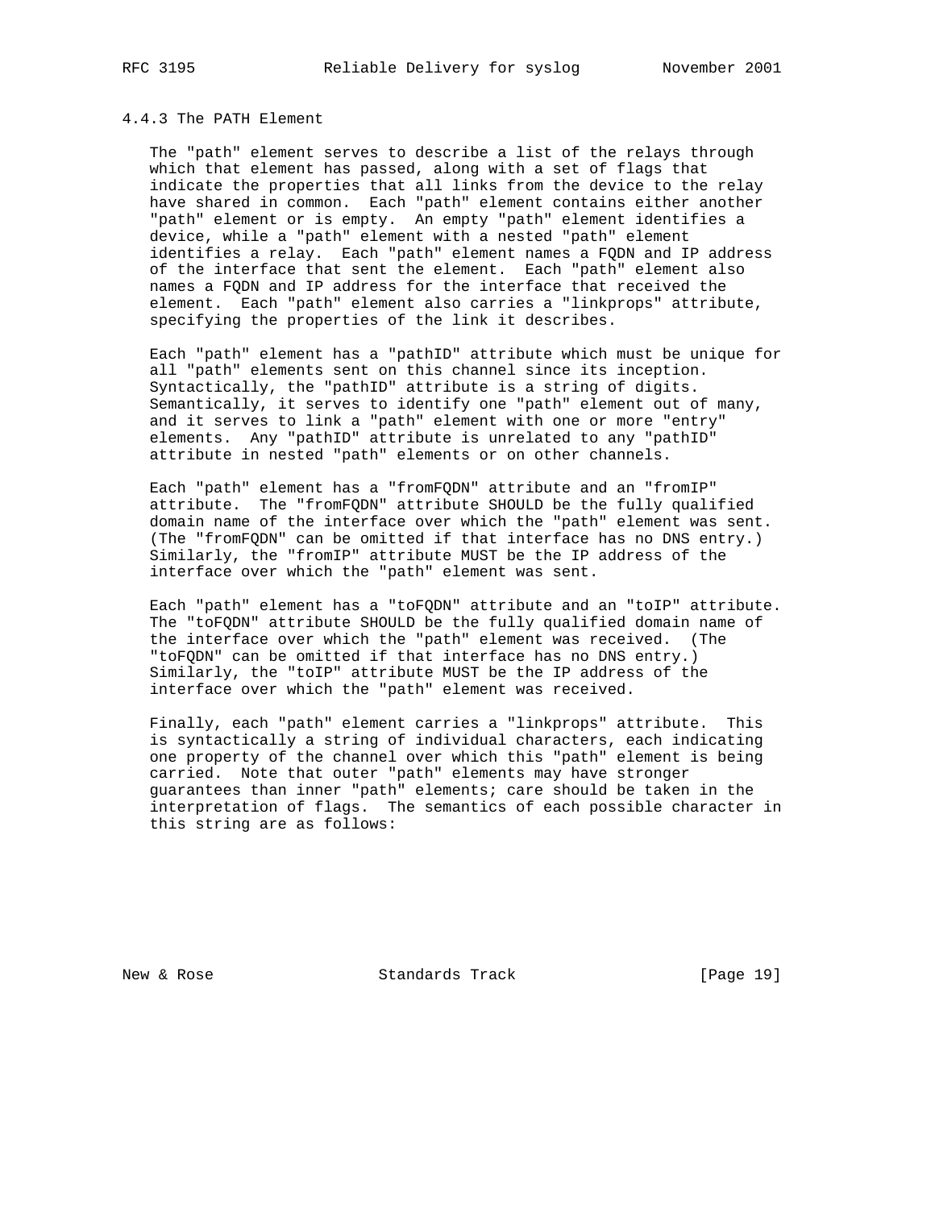### 4.4.3 The PATH Element

The "path" element serves to describe a list of the relays through which that element has passed, along with a set of flags that indicate the properties that all links from the device to the relay have shared in common. Each "path" element contains either another "path" element or is empty. An empty "path" element identifies a device, while a "path" element with a nested "path" element identifies a relay. Each "path" element names a FQDN and IP address of the interface that sent the element. Each "path" element also names a FQDN and IP address for the interface that received the element. Each "path" element also carries a "linkprops" attribute, specifying the properties of the link it describes.

Each "path" element has a "pathID" attribute which must be unique for all "path" elements sent on this channel since its inception. Syntactically, the "pathID" attribute is a string of digits. Semantically, it serves to identify one "path" element out of many, and it serves to link a "path" element with one or more "entry" elements. Any "pathID" attribute is unrelated to any "pathID" attribute in nested "path" elements or on other channels.

Each "path" element has a "fromFQDN" attribute and an "fromIP" attribute. The "fromFQDN" attribute SHOULD be the fully qualified domain name of the interface over which the "path" element was sent. (The "fromFQDN" can be omitted if that interface has no DNS entry.) Similarly, the "fromIP" attribute MUST be the IP address of the interface over which the "path" element was sent.

Each "path" element has a "toFQDN" attribute and an "toIP" attribute. The "toFQDN" attribute SHOULD be the fully qualified domain name of the interface over which the "path" element was received. (The "toFQDN" can be omitted if that interface has no DNS entry.) Similarly, the "toIP" attribute MUST be the IP address of the interface over which the "path" element was received.

Finally, each "path" element carries a "linkprops" attribute. This is syntactically a string of individual characters, each indicating one property of the channel over which this "path" element is being carried. Note that outer "path" elements may have stronger guarantees than inner "path" elements; care should be taken in the interpretation of flags. The semantics of each possible character in this string are as follows: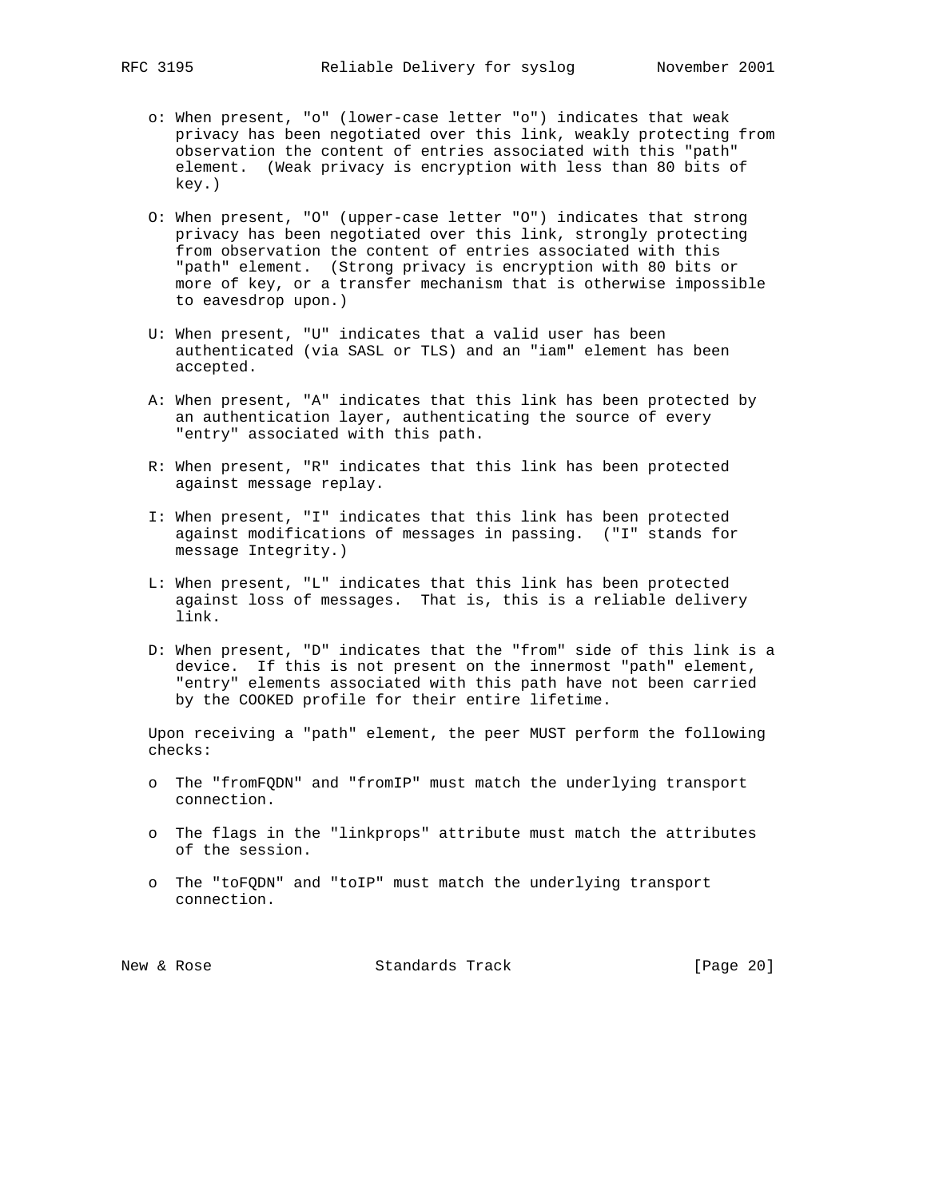- o: When present, "o" (lower-case letter "o") indicates that weak privacy has been negotiated over this link, weakly protecting from observation the content of entries associated with this "path" element. (Weak privacy is encryption with less than 80 bits of key.)

- O: When present, "O" (upper-case letter "O") indicates that strong privacy has been negotiated over this link, strongly protecting from observation the content of entries associated with this "path" element. (Strong privacy is encryption with 80 bits or more of key, or a transfer mechanism that is otherwise impossible to eavesdrop upon.)

- U: When present, "U" indicates that a valid user has been authenticated (via SASL or TLS) and an "iam" element has been accepted.

- A: When present, "A" indicates that this link has been protected by an authentication layer, authenticating the source of every "entry" associated with this path.

- R: When present, "R" indicates that this link has been protected against message replay.

- I: When present, "I" indicates that this link has been protected against modifications of messages in passing. ("I" stands for message Integrity.)

- L: When present, "L" indicates that this link has been protected against loss of messages. That is, this is a reliable delivery link.

- D: When present, "D" indicates that the "from" side of this link is a device. If this is not present on the innermost "path" element, "entry" elements associated with this path have not been carried by the COOKED profile for their entire lifetime.

Upon receiving a "path" element, the peer MUST perform the following checks:

- o The "fromFQDN" and "fromIP" must match the underlying transport connection.

- o The flags in the "linkprops" attribute must match the attributes of the session.

- o The "toFQDN" and "toIP" must match the underlying transport connection.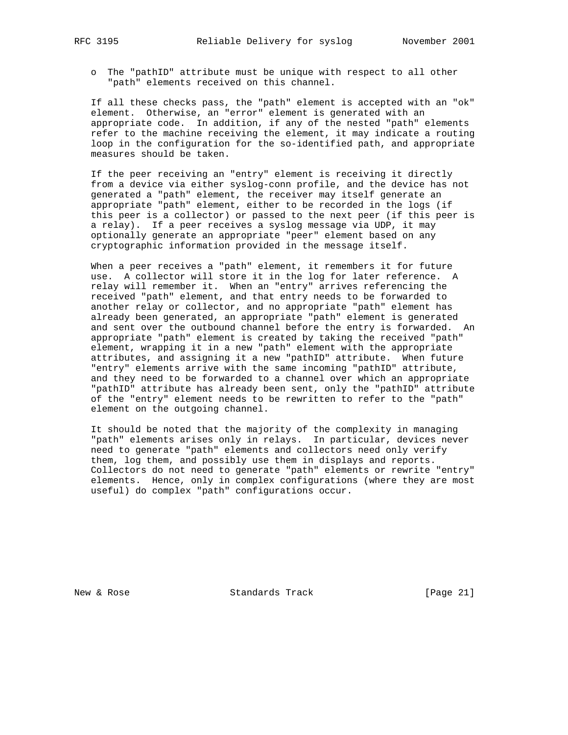- The "pathID" attribute must be unique with respect to all other "path" elements received on this channel.

If all these checks pass, the "path" element is accepted with an "ok" element. Otherwise, an "error" element is generated with an appropriate code. In addition, if any of the nested "path" elements refer to the machine receiving the element, it may indicate a routing loop in the configuration for the so-identified path, and appropriate measures should be taken.

If the peer receiving an "entry" element is receiving it directly from a device via either syslog-conn profile, and the device has not generated a "path" element, the receiver may itself generate an appropriate "path" element, either to be recorded in the logs (if this peer is a collector) or passed to the next peer (if this peer is a relay). If a peer receives a syslog message via UDP, it may optionally generate an appropriate "peer" element based on any cryptographic information provided in the message itself.

When a peer receives a "path" element, it remembers it for future use. A collector will store it in the log for later reference. A relay will remember it. When an "entry" arrives referencing the received "path" element, and that entry needs to be forwarded to another relay or collector, and no appropriate "path" element has already been generated, an appropriate "path" element is generated and sent over the outbound channel before the entry is forwarded. An appropriate "path" element is created by taking the received "path" element, wrapping it in a new "path" element with the appropriate attributes, and assigning it a new "pathID" attribute. When future "entry" elements arrive with the same incoming "pathID" attribute, and they need to be forwarded to a channel over which an appropriate "pathID" attribute has already been sent, only the "pathID" attribute of the "entry" element needs to be rewritten to refer to the "path" element on the outgoing channel.

It should be noted that the majority of the complexity in managing "path" elements arises only in relays. In particular, devices never need to generate "path" elements and collectors need only verify them, log them, and possibly use them in displays and reports. Collectors do not need to generate "path" elements or rewrite "entry" elements. Hence, only in complex configurations (where they are most useful) do complex "path" configurations occur.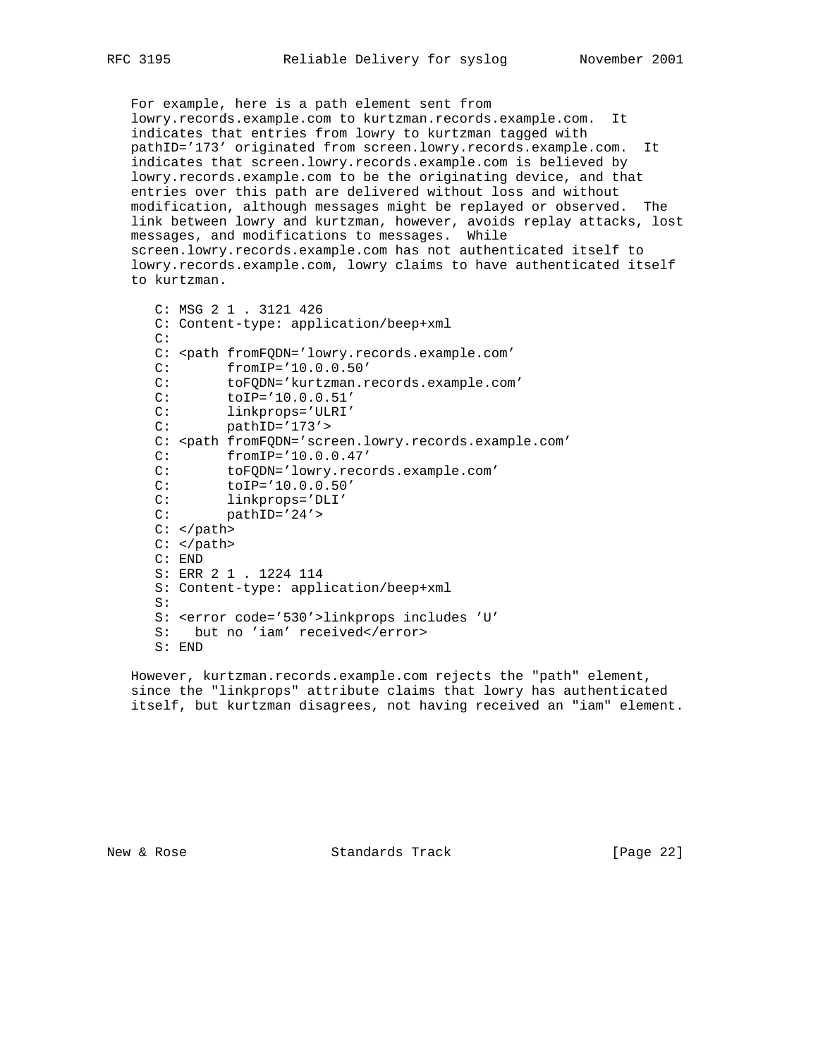For example, here is a path element sent from lowry.records.example.com to kurtzman.records.example.com. It indicates that entries from lowry to kurtzman tagged with pathID='173' originated from screen.lowry.records.example.com. It indicates that screen.lowry.records.example.com is believed by lowry.records.example.com to be the originating device, and that entries over this path are delivered without loss and without modification, although messages might be replayed or observed. The link between lowry and kurtzman, however, avoids replay attacks, lost messages, and modifications to messages. While screen.lowry.records.example.com has not authenticated itself to lowry.records.example.com, lowry claims to have authenticated itself to kurtzman.

```
C: MSG 2 1 . 3121 426
C: Content-type: application/beep+xml
C:
C: <path fromFQDN='lowry.records.example.com'
C:       fromIP='10.0.0.50'
C:       toFQDN='kurtzman.records.example.com'
C:       toIP='10.0.0.51'
C:       linkprops='ULRI'
C:       pathID='173'>
C: <path fromFQDN='screen.lowry.records.example.com'
C:       fromIP='10.0.0.47'
C:       toFQDN='lowry.records.example.com'
C:       toIP='10.0.0.50'
C:       linkprops='DLI'
C:       pathID='24'>
C: </path>
C: </path>
C: END
S: ERR 2 1 . 1224 114
S: Content-type: application/beep+xml
S:
S: <error code='530'>linkprops includes 'U'
S:   but no 'iam' received</error>
S: END
```

However, kurtzman.records.example.com rejects the "path" element, since the "linkprops" attribute claims that lowry has authenticated itself, but kurtzman disagrees, not having received an "iam" element.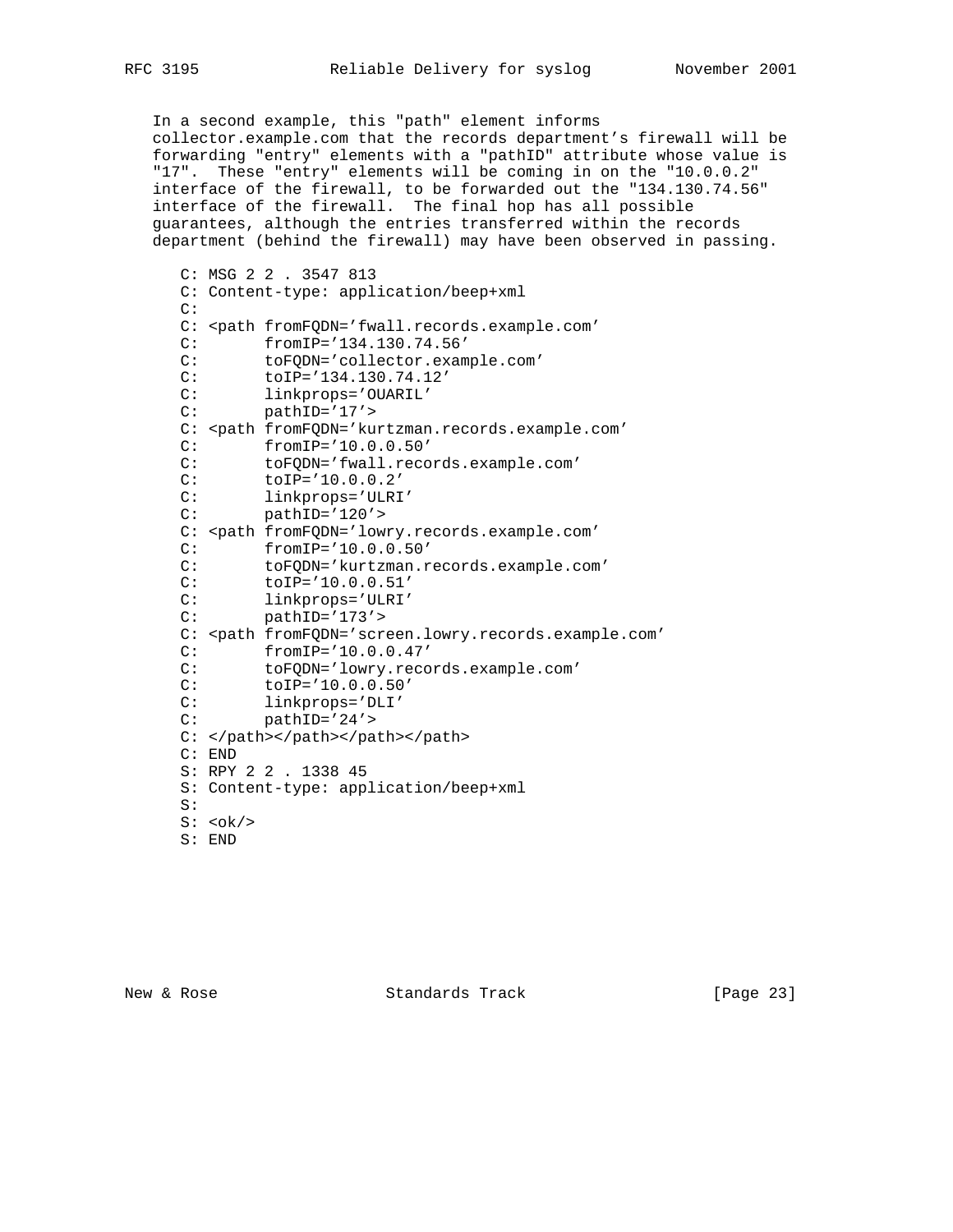In a second example, this "path" element informs collector.example.com that the records department's firewall will be forwarding "entry" elements with a "pathID" attribute whose value is "17". These "entry" elements will be coming in on the "10.0.0.2" interface of the firewall, to be forwarded out the "134.130.74.56" interface of the firewall. The final hop has all possible guarantees, although the entries transferred within the records department (behind the firewall) may have been observed in passing.

```
C: MSG 2 2 . 3547 813
C: Content-type: application/beep+xml
C:
C: <path fromFQDN='fwall.records.example.com'
C:       fromIP='134.130.74.56'
C:       toFQDN='collector.example.com'
C:       toIP='134.130.74.12'
C:       linkprops='OUARIL'
C:       pathID='17'>
C: <path fromFQDN='kurtzman.records.example.com'
C:       fromIP='10.0.0.50'
C:       toFQDN='fwall.records.example.com'
C:       toIP='10.0.0.2'
C:       linkprops='ULRI'
C:       pathID='120'>
C: <path fromFQDN='lowry.records.example.com'
C:       fromIP='10.0.0.50'
C:       toFQDN='kurtzman.records.example.com'
C:       toIP='10.0.0.51'
C:       linkprops='ULRI'
C:       pathID='173'>
C: <path fromFQDN='screen.lowry.records.example.com'
C:       fromIP='10.0.0.47'
C:       toFQDN='lowry.records.example.com'
C:       toIP='10.0.0.50'
C:       linkprops='DLI'
C:       pathID='24'>
C: </path></path></path></path>
C: END
S: RPY 2 2 . 1338 45
S: Content-type: application/beep+xml
S:
S: <ok/>
S: END
```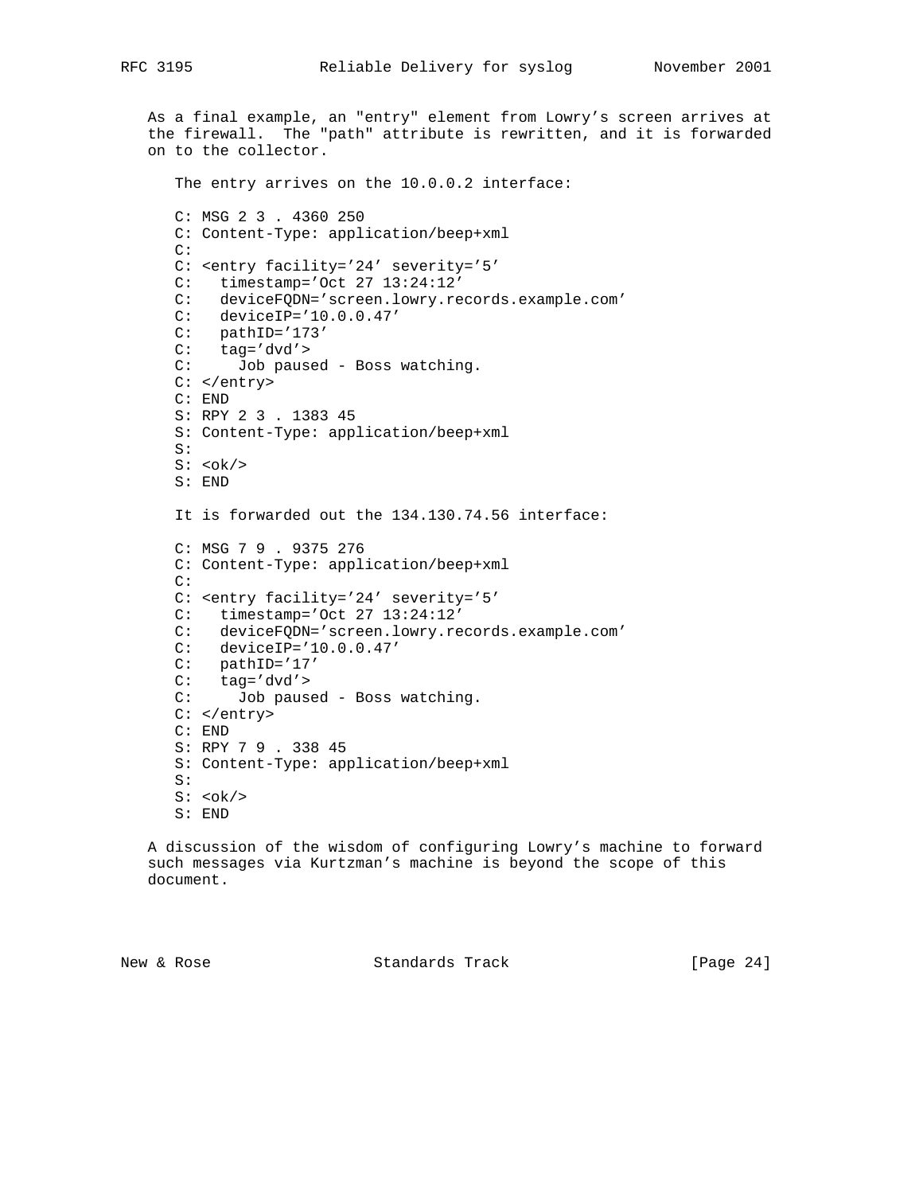As a final example, an "entry" element from Lowry's screen arrives at the firewall. The "path" attribute is rewritten, and it is forwarded on to the collector.

The entry arrives on the 10.0.0.2 interface:

```
C: MSG 2 3 . 4360 250
C: Content-Type: application/beep+xml
C:
C: <entry facility='24' severity='5'
C:   timestamp='Oct 27 13:24:12'
C:   deviceFQDN='screen.lowry.records.example.com'
C:   deviceIP='10.0.0.47'
C:   pathID='173'
C:   tag='dvd'>
C:     Job paused - Boss watching.
C: </entry>
C: END
S: RPY 2 3 . 1383 45
S: Content-Type: application/beep+xml
S:
S: <ok/>
S: END
```

It is forwarded out the 134.130.74.56 interface:

```
C: MSG 7 9 . 9375 276
C: Content-Type: application/beep+xml
C:
C: <entry facility='24' severity='5'
C:   timestamp='Oct 27 13:24:12'
C:   deviceFQDN='screen.lowry.records.example.com'
C:   deviceIP='10.0.0.47'
C:   pathID='17'
C:   tag='dvd'>
C:     Job paused - Boss watching.
C: </entry>
C: END
S: RPY 7 9 . 338 45
S: Content-Type: application/beep+xml
S:
S: <ok/>
S: END
```

A discussion of the wisdom of configuring Lowry's machine to forward such messages via Kurtzman's machine is beyond the scope of this document.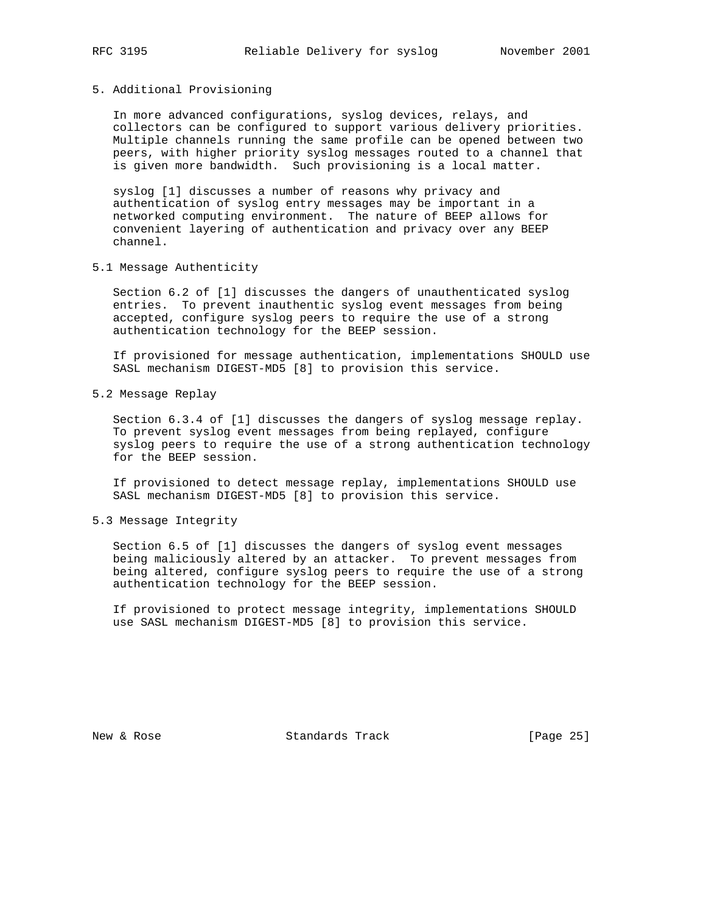## 5. Additional Provisioning

In more advanced configurations, syslog devices, relays, and collectors can be configured to support various delivery priorities. Multiple channels running the same profile can be opened between two peers, with higher priority syslog messages routed to a channel that is given more bandwidth. Such provisioning is a local matter.

syslog [1] discusses a number of reasons why privacy and authentication of syslog entry messages may be important in a networked computing environment. The nature of BEEP allows for convenient layering of authentication and privacy over any BEEP channel.

### 5.1 Message Authenticity

Section 6.2 of [1] discusses the dangers of unauthenticated syslog entries. To prevent inauthentic syslog event messages from being accepted, configure syslog peers to require the use of a strong authentication technology for the BEEP session.

If provisioned for message authentication, implementations SHOULD use SASL mechanism DIGEST-MD5 [8] to provision this service.

### 5.2 Message Replay

Section 6.3.4 of [1] discusses the dangers of syslog message replay. To prevent syslog event messages from being replayed, configure syslog peers to require the use of a strong authentication technology for the BEEP session.

If provisioned to detect message replay, implementations SHOULD use SASL mechanism DIGEST-MD5 [8] to provision this service.

### 5.3 Message Integrity

Section 6.5 of [1] discusses the dangers of syslog event messages being maliciously altered by an attacker. To prevent messages from being altered, configure syslog peers to require the use of a strong authentication technology for the BEEP session.

If provisioned to protect message integrity, implementations SHOULD use SASL mechanism DIGEST-MD5 [8] to provision this service.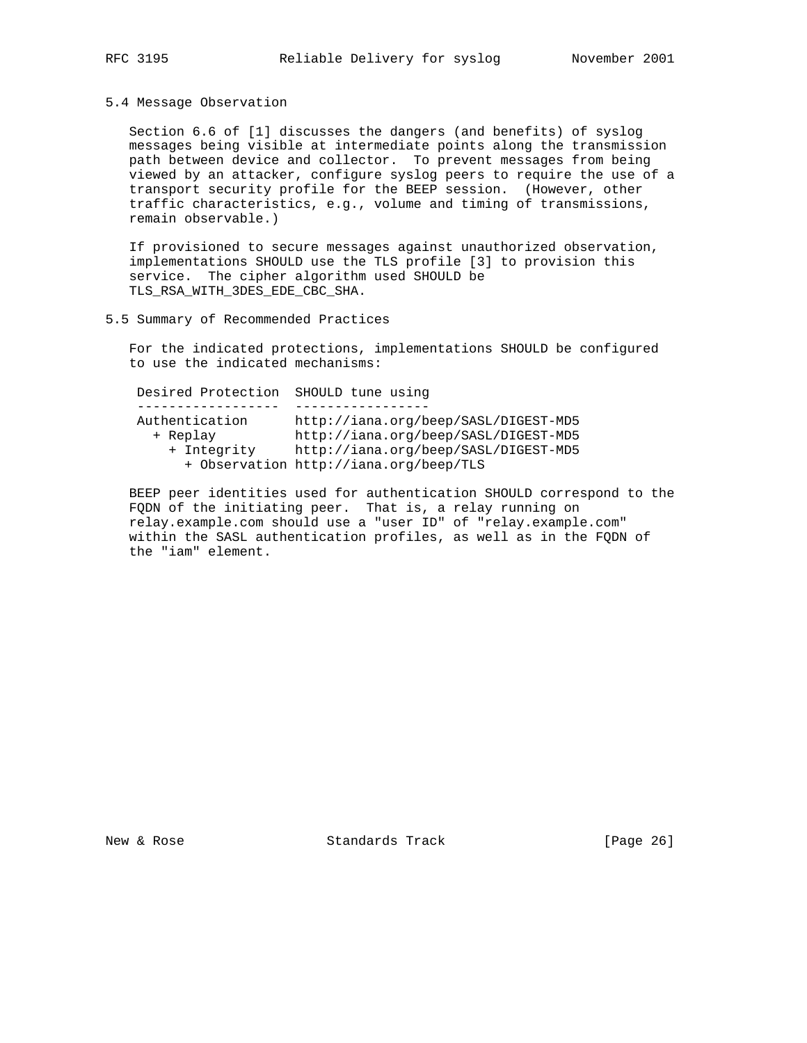### 5.4 Message Observation

Section 6.6 of [1] discusses the dangers (and benefits) of syslog messages being visible at intermediate points along the transmission path between device and collector. To prevent messages from being viewed by an attacker, configure syslog peers to require the use of a transport security profile for the BEEP session. (However, other traffic characteristics, e.g., volume and timing of transmissions, remain observable.)

If provisioned to secure messages against unauthorized observation, implementations SHOULD use the TLS profile [3] to provision this service. The cipher algorithm used SHOULD be TLS_RSA_WITH_3DES_EDE_CBC_SHA.

### 5.5 Summary of Recommended Practices

For the indicated protections, implementations SHOULD be configured to use the indicated mechanisms:

```
 Desired Protection  SHOULD tune using
 ------------------  -----------------
 Authentication      http://iana.org/beep/SASL/DIGEST-MD5
   + Replay          http://iana.org/beep/SASL/DIGEST-MD5
     + Integrity     http://iana.org/beep/SASL/DIGEST-MD5
       + Observation http://iana.org/beep/TLS
```

BEEP peer identities used for authentication SHOULD correspond to the FQDN of the initiating peer. That is, a relay running on relay.example.com should use a "user ID" of "relay.example.com" within the SASL authentication profiles, as well as in the FQDN of the "iam" element.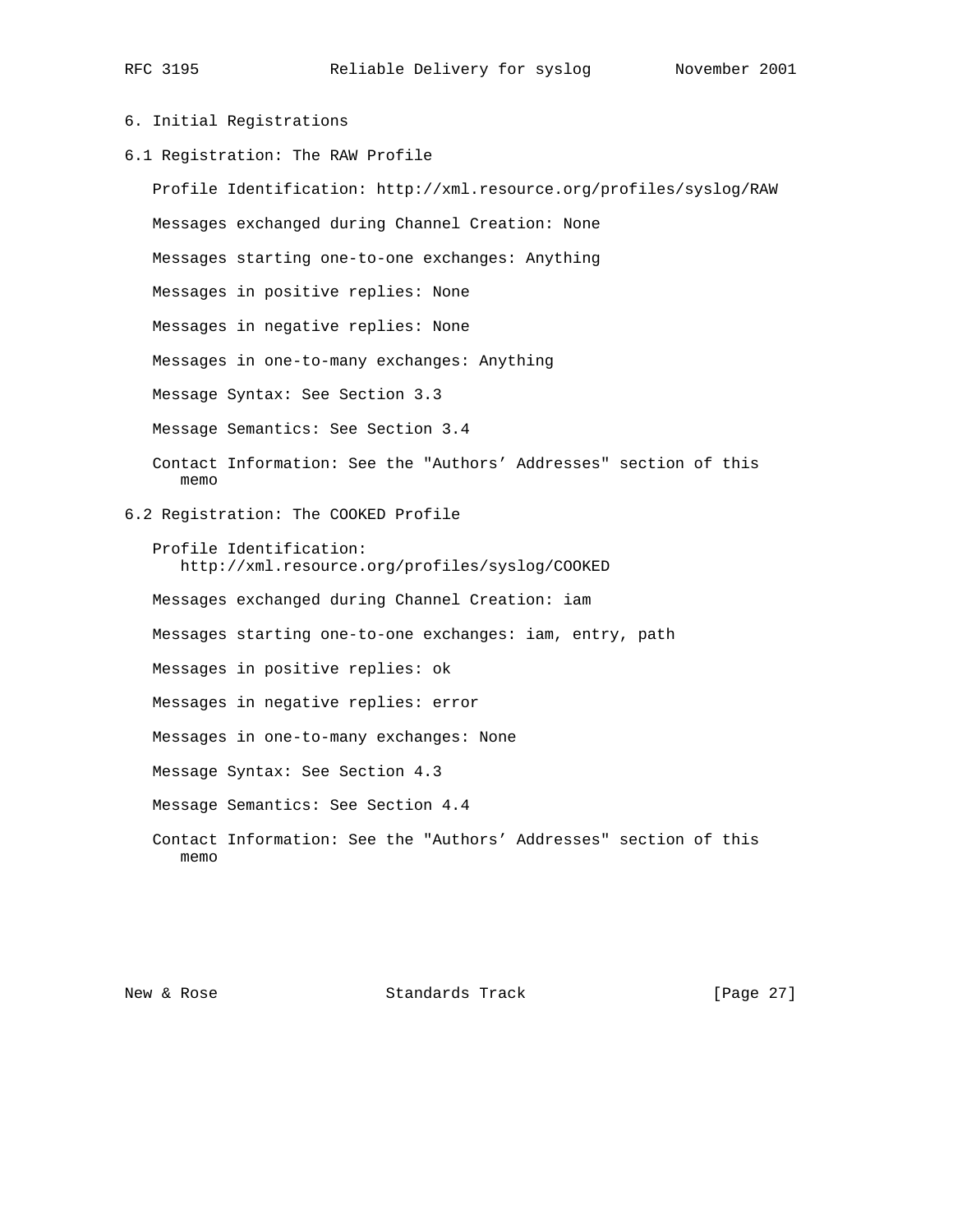# 6. Initial Registrations

## 6.1 Registration: The RAW Profile

Profile Identification: http://xml.resource.org/profiles/syslog/RAW

Messages exchanged during Channel Creation: None

Messages starting one-to-one exchanges: Anything

Messages in positive replies: None

Messages in negative replies: None

Messages in one-to-many exchanges: Anything

Message Syntax: See Section 3.3

Message Semantics: See Section 3.4

Contact Information: See the "Authors' Addresses" section of this memo

## 6.2 Registration: The COOKED Profile

Profile Identification: http://xml.resource.org/profiles/syslog/COOKED

Messages exchanged during Channel Creation: iam

Messages starting one-to-one exchanges: iam, entry, path

Messages in positive replies: ok

Messages in negative replies: error

Messages in one-to-many exchanges: None

Message Syntax: See Section 4.3

Message Semantics: See Section 4.4

Contact Information: See the "Authors' Addresses" section of this memo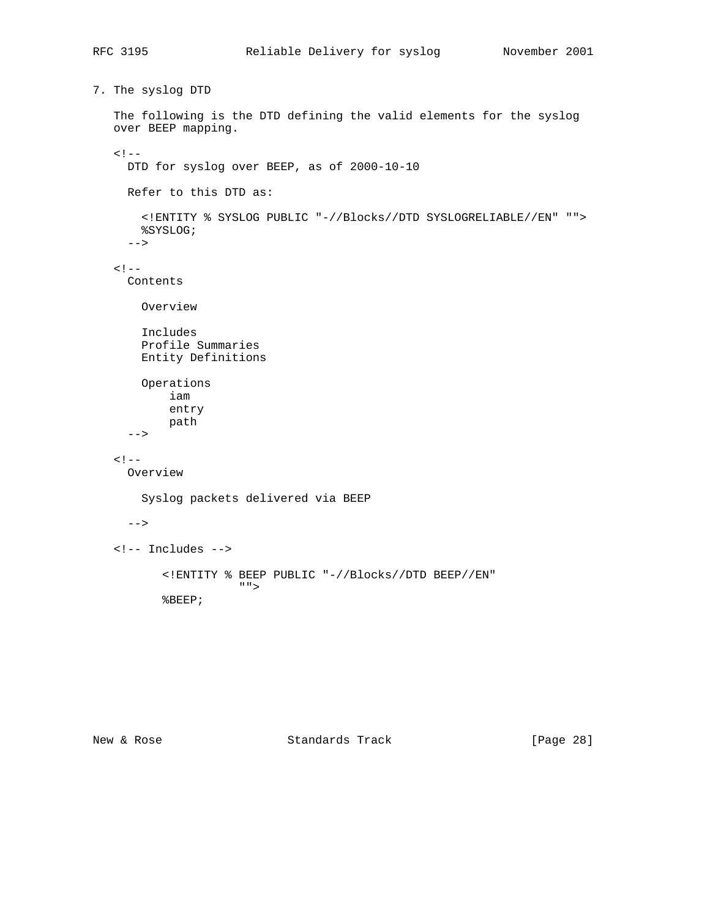## 7. The syslog DTD

The following is the DTD defining the valid elements for the syslog over BEEP mapping.

```
<!--
  DTD for syslog over BEEP, as of 2000-10-10

  Refer to this DTD as:

    <!ENTITY % SYSLOG PUBLIC "-//Blocks//DTD SYSLOGRELIABLE//EN" "">
    %SYSLOG;
  -->

<!--
  Contents

    Overview

    Includes
    Profile Summaries
    Entity Definitions

    Operations
        iam
        entry
        path
  -->

<!--
  Overview

    Syslog packets delivered via BEEP

  -->

<!-- Includes -->

       <!ENTITY % BEEP PUBLIC "-//Blocks//DTD BEEP//EN"
                  "">
       %BEEP;
```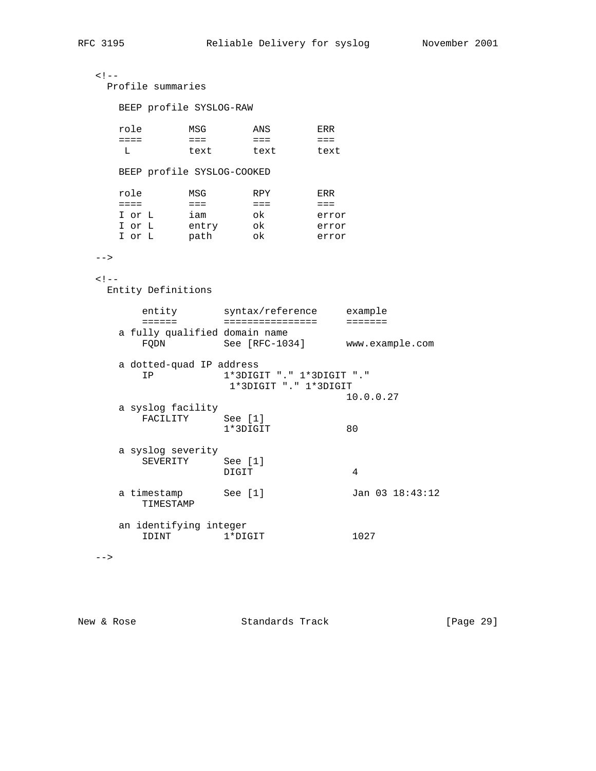```
   <!--
     Profile summaries

       BEEP profile SYSLOG-RAW

       role        MSG         ANS         ERR
       ====        ===         ===         ===
        L          text        text        text

       BEEP profile SYSLOG-COOKED

       role        MSG         RPY         ERR
       ====        ===         ===         ===
       I or L      iam         ok          error
       I or L      entry       ok          error
       I or L      path        ok          error

   -->

   <!--
     Entity Definitions

           entity        syntax/reference     example
           ======        ================     =======
       a fully qualified domain name
           FQDN          See [RFC-1034]       www.example.com

       a dotted-quad IP address
           IP            1*3DIGIT "." 1*3DIGIT "."
                          1*3DIGIT "." 1*3DIGIT
                                              10.0.0.27
       a syslog facility
           FACILITY      See [1]
                         1*3DIGIT             80

       a syslog severity
           SEVERITY      See [1]
                         DIGIT                 4

       a timestamp       See [1]               Jan 03 18:43:12
           TIMESTAMP

       an identifying integer
           IDINT         1*DIGIT               1027

   -->
```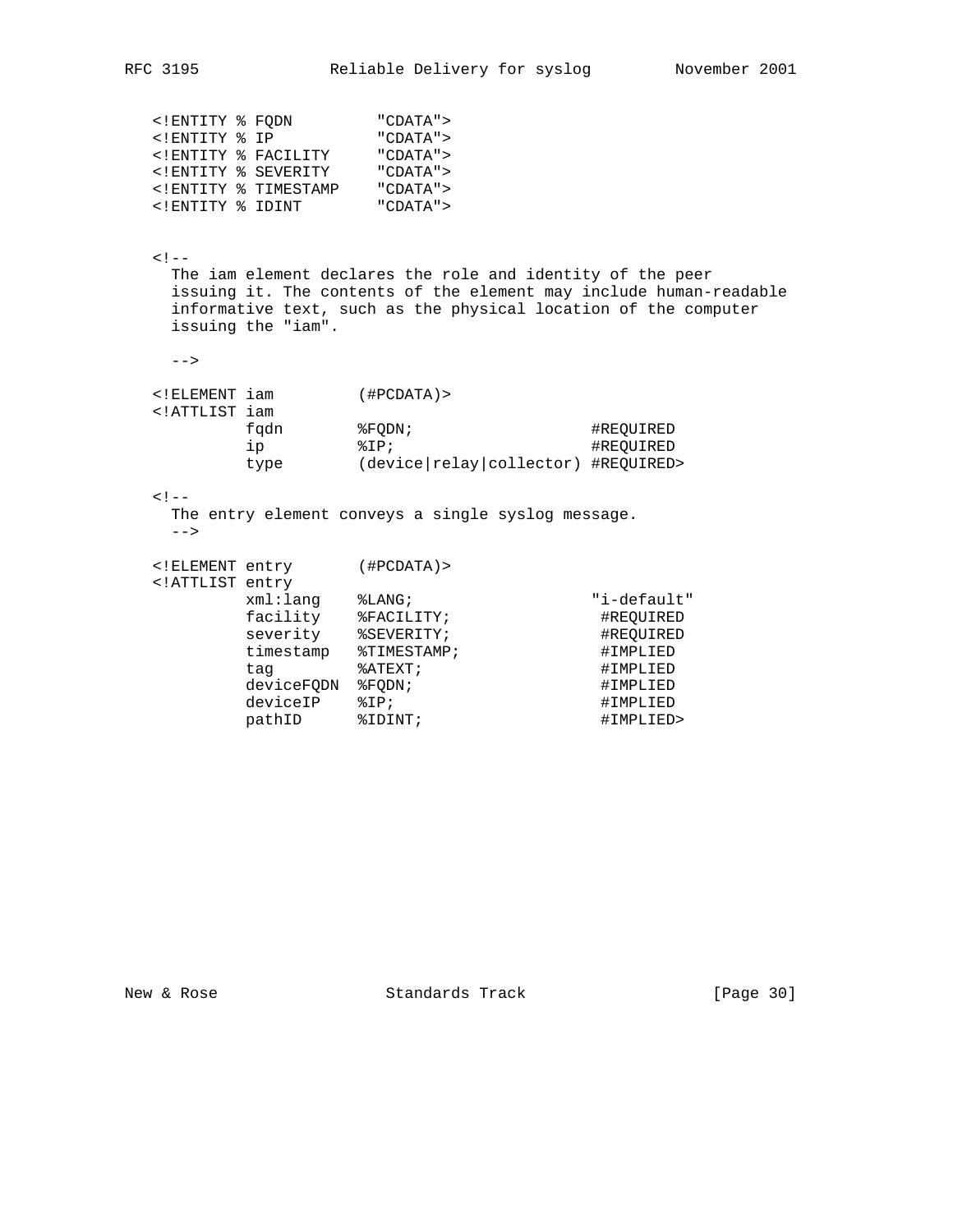```
   <!ENTITY % FQDN         "CDATA">
   <!ENTITY % IP           "CDATA">
   <!ENTITY % FACILITY     "CDATA">
   <!ENTITY % SEVERITY     "CDATA">
   <!ENTITY % TIMESTAMP    "CDATA">
   <!ENTITY % IDINT        "CDATA">


   <!--
     The iam element declares the role and identity of the peer
     issuing it. The contents of the element may include human-readable
     informative text, such as the physical location of the computer
     issuing the "iam".

     -->

   <!ELEMENT iam         (#PCDATA)>
   <!ATTLIST iam
             fqdn        %FQDN;                      #REQUIRED
             ip          %IP;                        #REQUIRED
             type        (device|relay|collector) #REQUIRED>

   <!--
     The entry element conveys a single syslog message.
     -->

   <!ELEMENT entry       (#PCDATA)>
   <!ATTLIST entry
             xml:lang    %LANG;                      "i-default"
             facility    %FACILITY;                   #REQUIRED
             severity    %SEVERITY;                   #REQUIRED
             timestamp   %TIMESTAMP;                  #IMPLIED
             tag         %ATEXT;                      #IMPLIED
             deviceFQDN  %FQDN;                       #IMPLIED
             deviceIP    %IP;                         #IMPLIED
             pathID      %IDINT;                      #IMPLIED>
```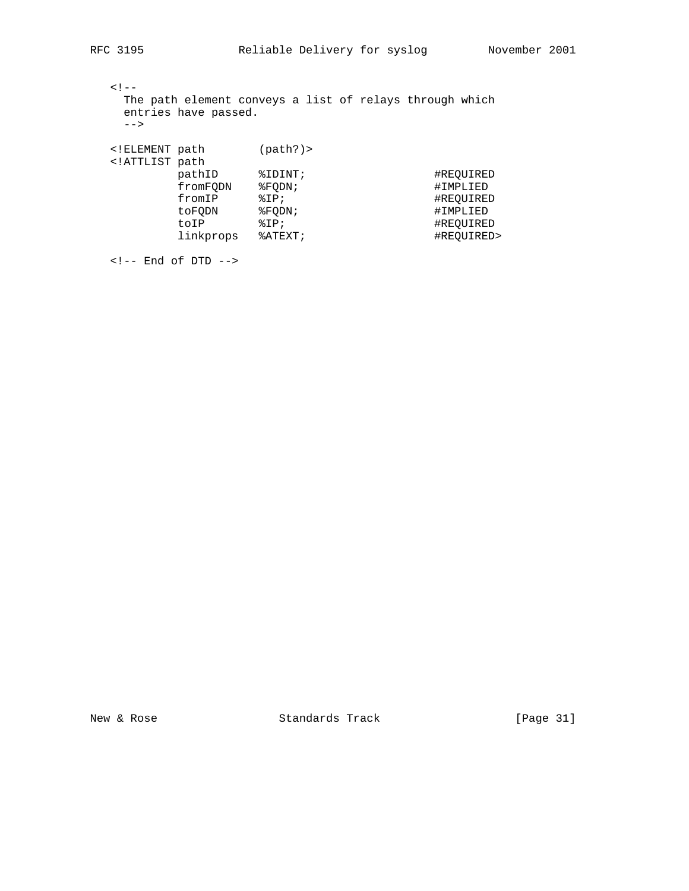```
   <!--
     The path element conveys a list of relays through which
     entries have passed.
     -->

   <!ELEMENT path        (path?)>
   <!ATTLIST path
             pathID      %IDINT;                     #REQUIRED
             fromFQDN    %FQDN;                      #IMPLIED
             fromIP      %IP;                        #REQUIRED
             toFQDN      %FQDN;                      #IMPLIED
             toIP        %IP;                        #REQUIRED
             linkprops   %ATEXT;                     #REQUIRED>

   <!-- End of DTD -->
```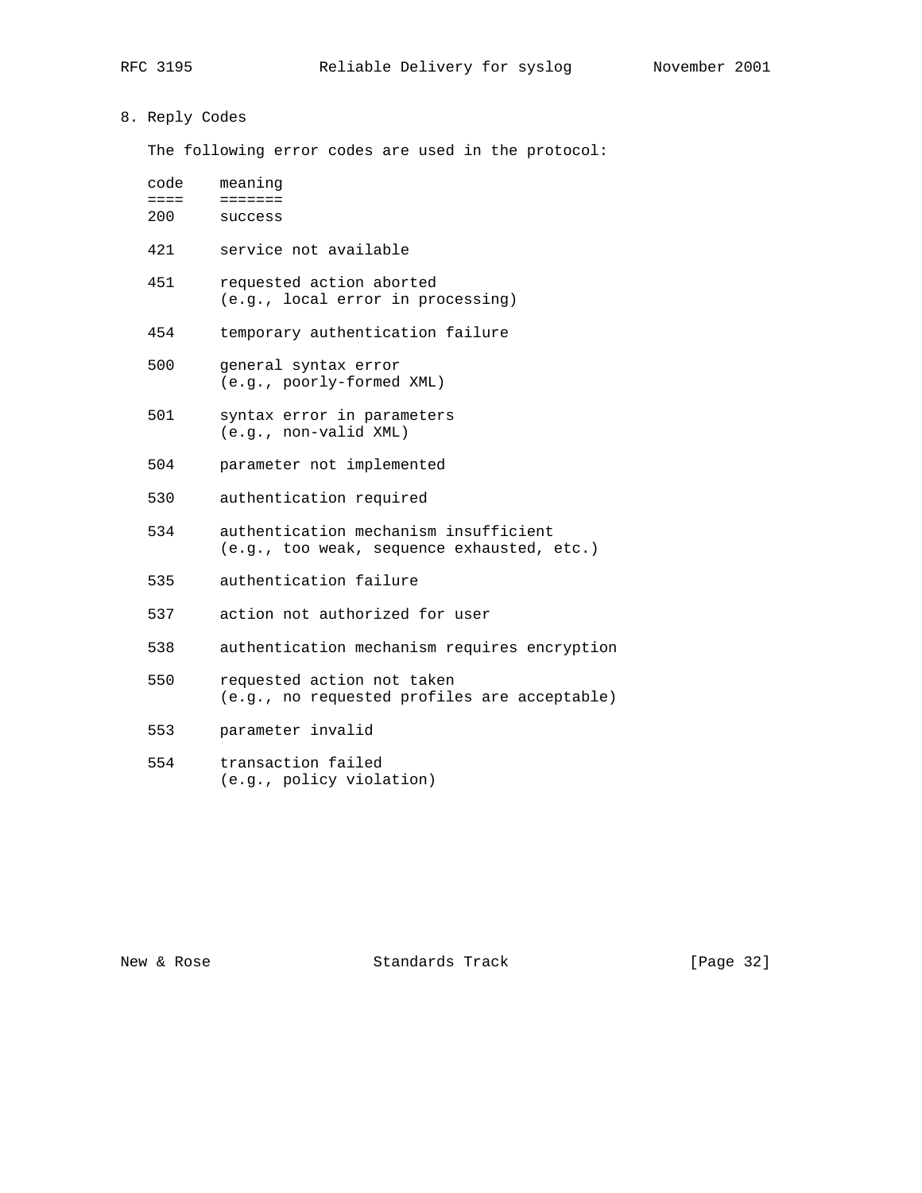## 8. Reply Codes

The following error codes are used in the protocol:

| code | meaning |
| --- | --- |
| 200 | success |
| 421 | service not available |
| 451 | requested action aborted (e.g., local error in processing) |
| 454 | temporary authentication failure |
| 500 | general syntax error (e.g., poorly-formed XML) |
| 501 | syntax error in parameters (e.g., non-valid XML) |
| 504 | parameter not implemented |
| 530 | authentication required |
| 534 | authentication mechanism insufficient (e.g., too weak, sequence exhausted, etc.) |
| 535 | authentication failure |
| 537 | action not authorized for user |
| 538 | authentication mechanism requires encryption |
| 550 | requested action not taken (e.g., no requested profiles are acceptable) |
| 553 | parameter invalid |
| 554 | transaction failed (e.g., policy violation) |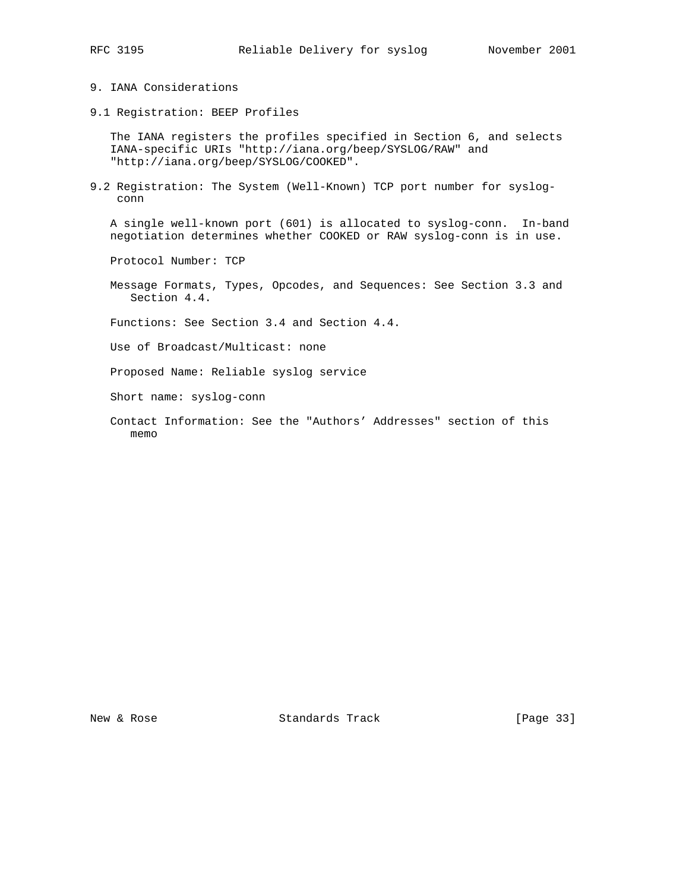# 9. IANA Considerations

## 9.1 Registration: BEEP Profiles

The IANA registers the profiles specified in Section 6, and selects IANA-specific URIs "http://iana.org/beep/SYSLOG/RAW" and "http://iana.org/beep/SYSLOG/COOKED".

## 9.2 Registration: The System (Well-Known) TCP port number for syslog-conn

A single well-known port (601) is allocated to syslog-conn. In-band negotiation determines whether COOKED or RAW syslog-conn is in use.

Protocol Number: TCP

Message Formats, Types, Opcodes, and Sequences: See Section 3.3 and Section 4.4.

Functions: See Section 3.4 and Section 4.4.

Use of Broadcast/Multicast: none

Proposed Name: Reliable syslog service

Short name: syslog-conn

Contact Information: See the "Authors' Addresses" section of this memo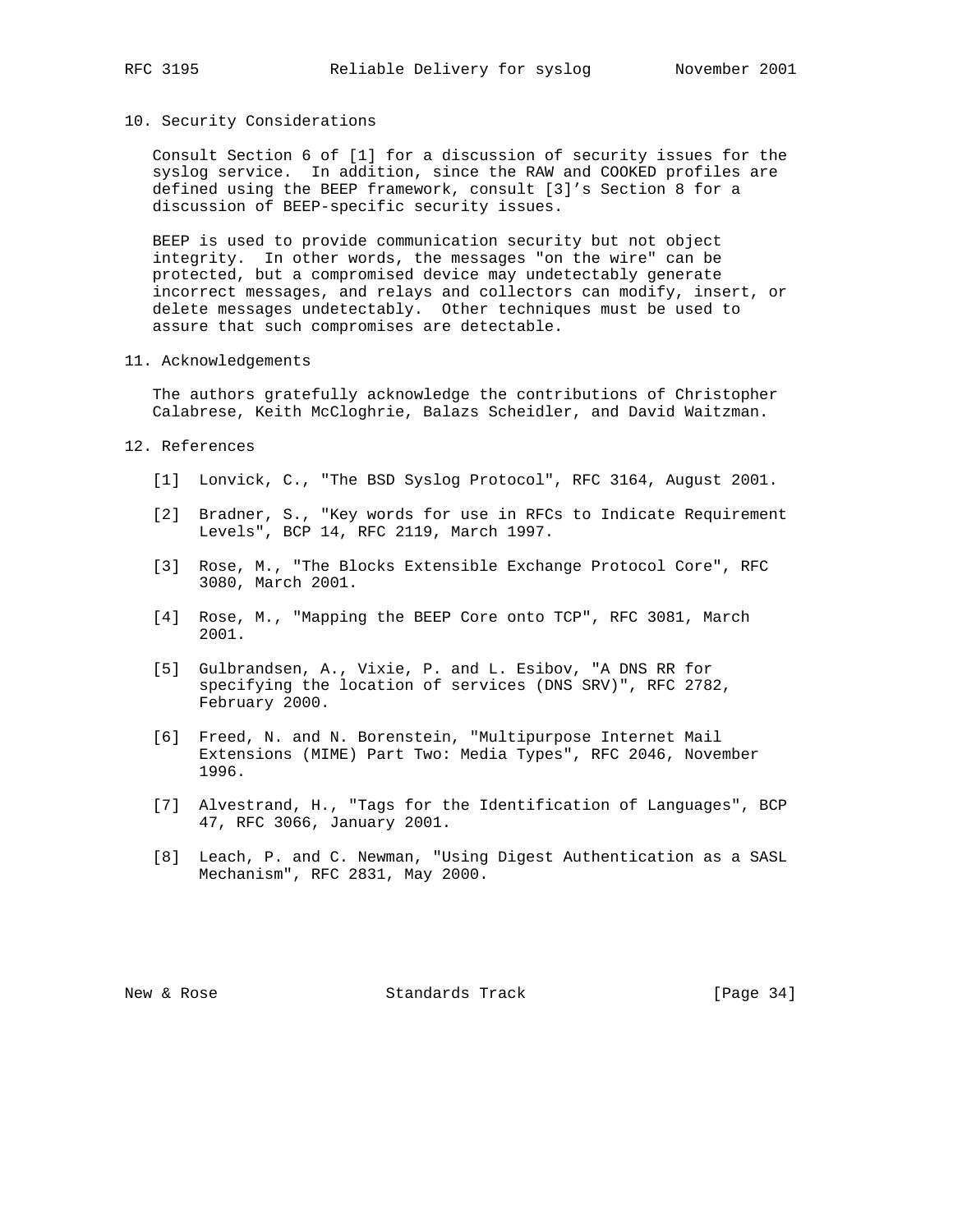## 10. Security Considerations

Consult Section 6 of [1] for a discussion of security issues for the syslog service. In addition, since the RAW and COOKED profiles are defined using the BEEP framework, consult [3]'s Section 8 for a discussion of BEEP-specific security issues.

BEEP is used to provide communication security but not object integrity. In other words, the messages "on the wire" can be protected, but a compromised device may undetectably generate incorrect messages, and relays and collectors can modify, insert, or delete messages undetectably. Other techniques must be used to assure that such compromises are detectable.

## 11. Acknowledgements

The authors gratefully acknowledge the contributions of Christopher Calabrese, Keith McCloghrie, Balazs Scheidler, and David Waitzman.

## 12. References

[1] Lonvick, C., "The BSD Syslog Protocol", RFC 3164, August 2001.

[2] Bradner, S., "Key words for use in RFCs to Indicate Requirement Levels", BCP 14, RFC 2119, March 1997.

[3] Rose, M., "The Blocks Extensible Exchange Protocol Core", RFC 3080, March 2001.

[4] Rose, M., "Mapping the BEEP Core onto TCP", RFC 3081, March 2001.

[5] Gulbrandsen, A., Vixie, P. and L. Esibov, "A DNS RR for specifying the location of services (DNS SRV)", RFC 2782, February 2000.

[6] Freed, N. and N. Borenstein, "Multipurpose Internet Mail Extensions (MIME) Part Two: Media Types", RFC 2046, November 1996.

[7] Alvestrand, H., "Tags for the Identification of Languages", BCP 47, RFC 3066, January 2001.

[8] Leach, P. and C. Newman, "Using Digest Authentication as a SASL Mechanism", RFC 2831, May 2000.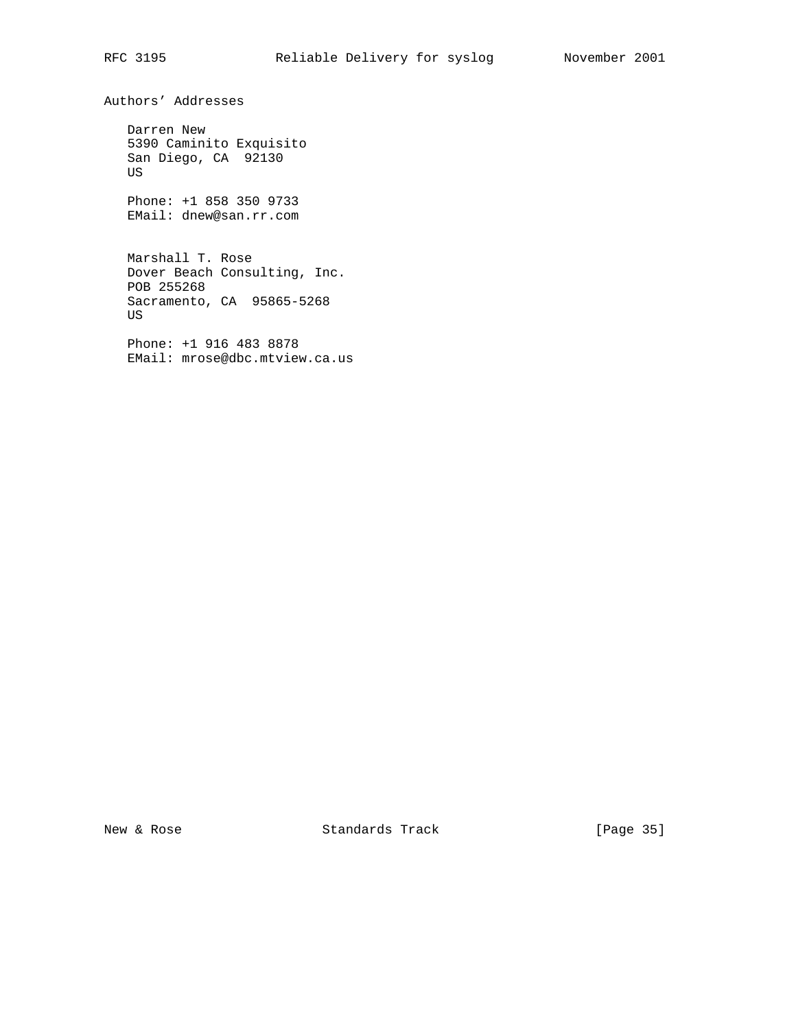# Authors' Addresses

Darren New
5390 Caminito Exquisito
San Diego, CA 92130
US

Phone: +1 858 350 9733
EMail: dnew@san.rr.com

Marshall T. Rose
Dover Beach Consulting, Inc.
POB 255268
Sacramento, CA 95865-5268
US

Phone: +1 916 483 8878
EMail: mrose@dbc.mtview.ca.us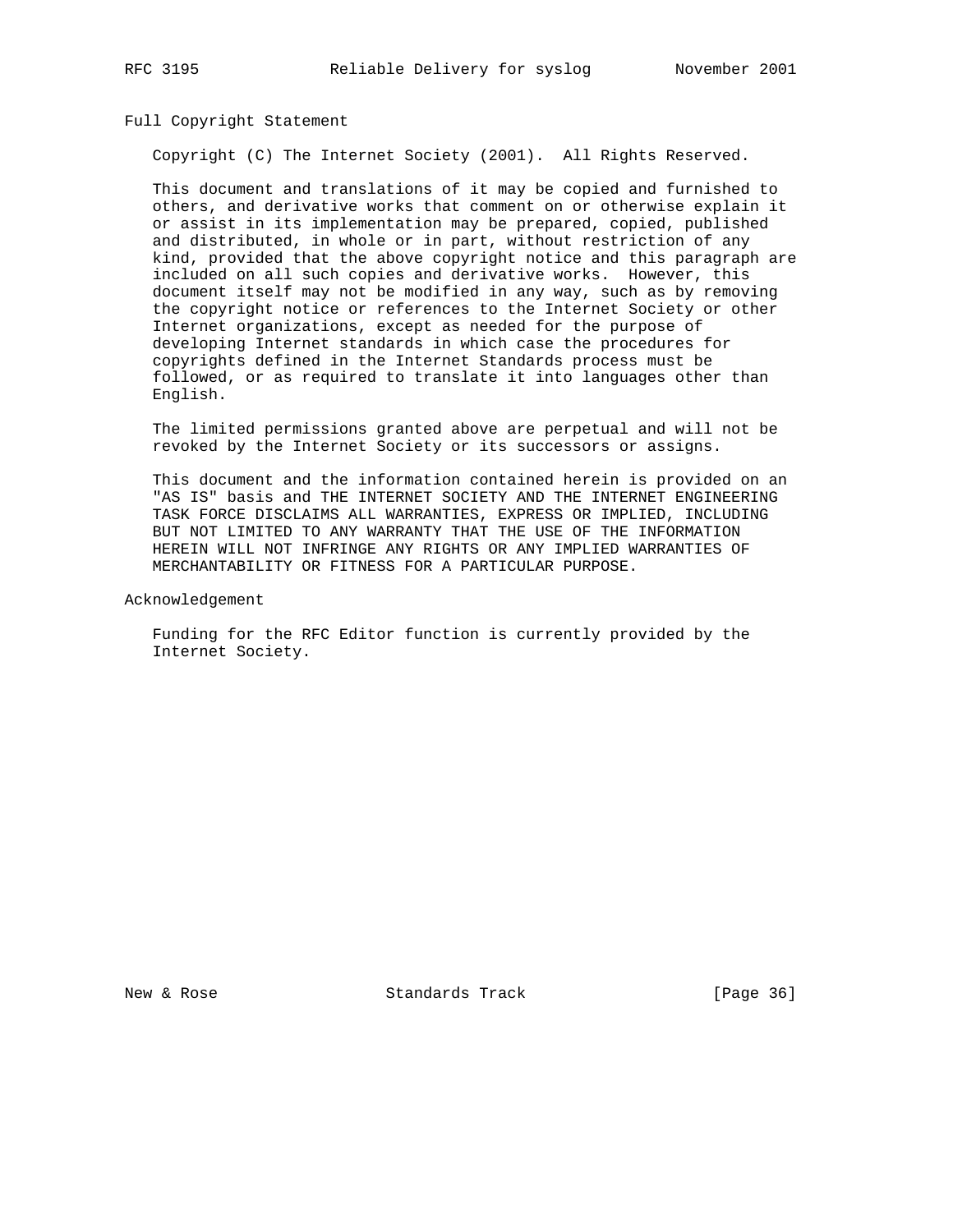## Full Copyright Statement

Copyright (C) The Internet Society (2001). All Rights Reserved.

This document and translations of it may be copied and furnished to others, and derivative works that comment on or otherwise explain it or assist in its implementation may be prepared, copied, published and distributed, in whole or in part, without restriction of any kind, provided that the above copyright notice and this paragraph are included on all such copies and derivative works. However, this document itself may not be modified in any way, such as by removing the copyright notice or references to the Internet Society or other Internet organizations, except as needed for the purpose of developing Internet standards in which case the procedures for copyrights defined in the Internet Standards process must be followed, or as required to translate it into languages other than English.

The limited permissions granted above are perpetual and will not be revoked by the Internet Society or its successors or assigns.

This document and the information contained herein is provided on an "AS IS" basis and THE INTERNET SOCIETY AND THE INTERNET ENGINEERING TASK FORCE DISCLAIMS ALL WARRANTIES, EXPRESS OR IMPLIED, INCLUDING BUT NOT LIMITED TO ANY WARRANTY THAT THE USE OF THE INFORMATION HEREIN WILL NOT INFRINGE ANY RIGHTS OR ANY IMPLIED WARRANTIES OF MERCHANTABILITY OR FITNESS FOR A PARTICULAR PURPOSE.

## Acknowledgement

Funding for the RFC Editor function is currently provided by the Internet Society.